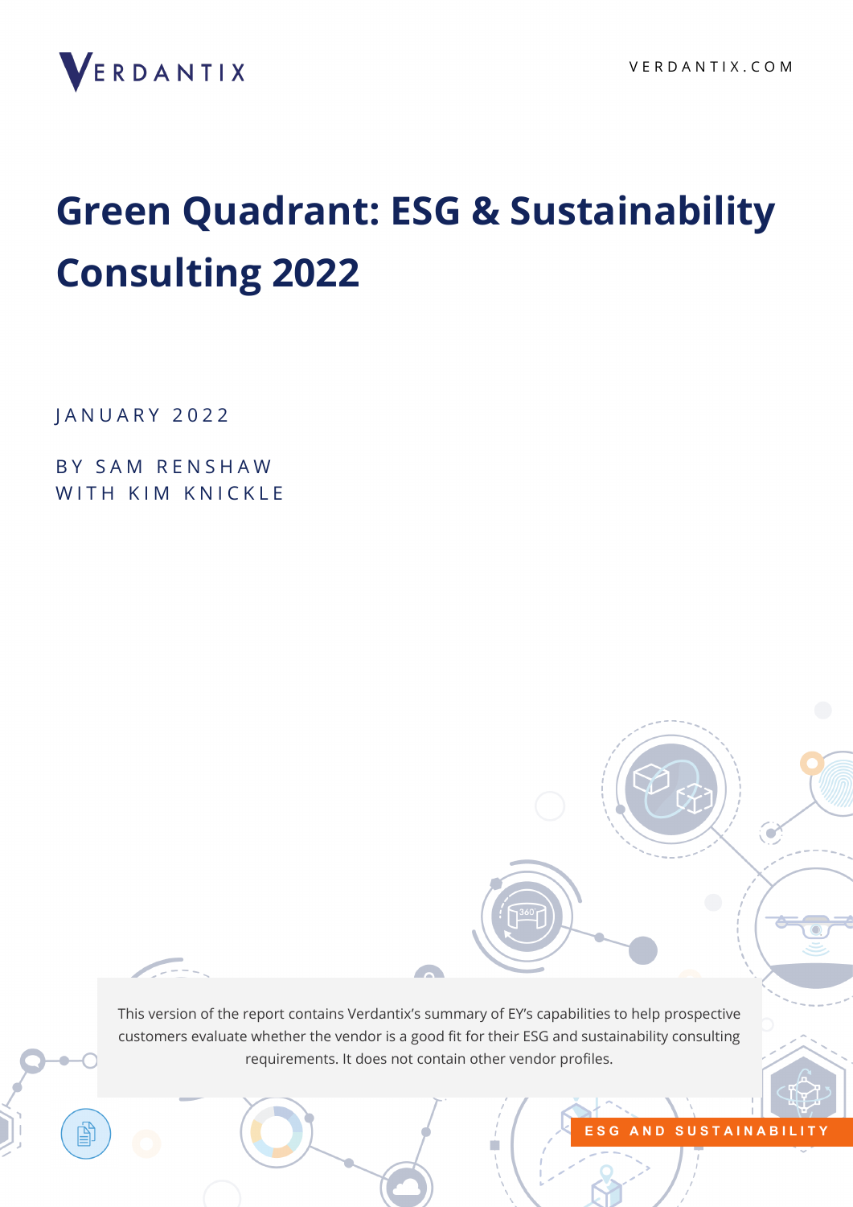VERDANTIX

VERDANTIX.COM

# Green Quadrant: ESG & Sustainability Consulting 2022

JANUARY 2022

BY SAM RENSHAW
WITH KIM KNICKLE

This version of the report contains Verdantix's summary of EY's capabilities to help prospective customers evaluate whether the vendor is a good fit for their ESG and sustainability consulting requirements. It does not contain other vendor profiles.

ESG AND SUSTAINABILITY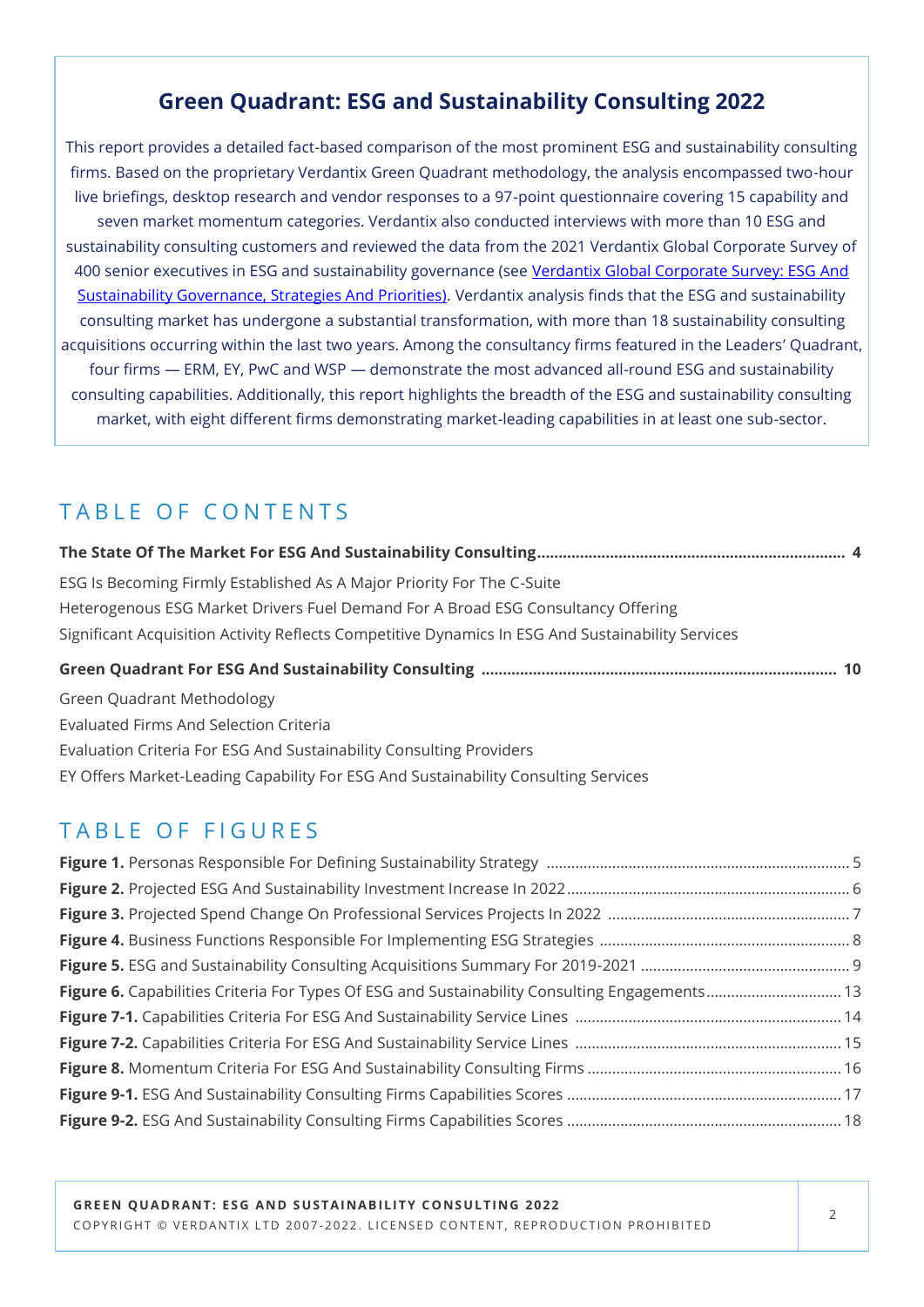## Green Quadrant: ESG and Sustainability Consulting 2022

This report provides a detailed fact-based comparison of the most prominent ESG and sustainability consulting firms. Based on the proprietary Verdantix Green Quadrant methodology, the analysis encompassed two-hour live briefings, desktop research and vendor responses to a 97-point questionnaire covering 15 capability and seven market momentum categories. Verdantix also conducted interviews with more than 10 ESG and sustainability consulting customers and reviewed the data from the 2021 Verdantix Global Corporate Survey of 400 senior executives in ESG and sustainability governance (see [Verdantix Global Corporate Survey: ESG And Sustainability Governance, Strategies And Priorities)](). Verdantix analysis finds that the ESG and sustainability consulting market has undergone a substantial transformation, with more than 18 sustainability consulting acquisitions occurring within the last two years. Among the consultancy firms featured in the Leaders' Quadrant, four firms — ERM, EY, PwC and WSP — demonstrate the most advanced all-round ESG and sustainability consulting capabilities. Additionally, this report highlights the breadth of the ESG and sustainability consulting market, with eight different firms demonstrating market-leading capabilities in at least one sub-sector.

## TABLE OF CONTENTS

**The State Of The Market For ESG And Sustainability Consulting** ........ **4**

ESG Is Becoming Firmly Established As A Major Priority For The C-Suite
Heterogenous ESG Market Drivers Fuel Demand For A Broad ESG Consultancy Offering
Significant Acquisition Activity Reflects Competitive Dynamics In ESG And Sustainability Services

**Green Quadrant For ESG And Sustainability Consulting** ........ **10**

Green Quadrant Methodology
Evaluated Firms And Selection Criteria
Evaluation Criteria For ESG And Sustainability Consulting Providers
EY Offers Market-Leading Capability For ESG And Sustainability Consulting Services

## TABLE OF FIGURES

**Figure 1.** Personas Responsible For Defining Sustainability Strategy ........ 5
**Figure 2.** Projected ESG And Sustainability Investment Increase In 2022 ........ 6
**Figure 3.** Projected Spend Change On Professional Services Projects In 2022 ........ 7
**Figure 4.** Business Functions Responsible For Implementing ESG Strategies ........ 8
**Figure 5.** ESG and Sustainability Consulting Acquisitions Summary For 2019-2021 ........ 9
**Figure 6.** Capabilities Criteria For Types Of ESG and Sustainability Consulting Engagements ........ 13
**Figure 7-1.** Capabilities Criteria For ESG And Sustainability Service Lines ........ 14
**Figure 7-2.** Capabilities Criteria For ESG And Sustainability Service Lines ........ 15
**Figure 8.** Momentum Criteria For ESG And Sustainability Consulting Firms ........ 16
**Figure 9-1.** ESG And Sustainability Consulting Firms Capabilities Scores ........ 17
**Figure 9-2.** ESG And Sustainability Consulting Firms Capabilities Scores ........ 18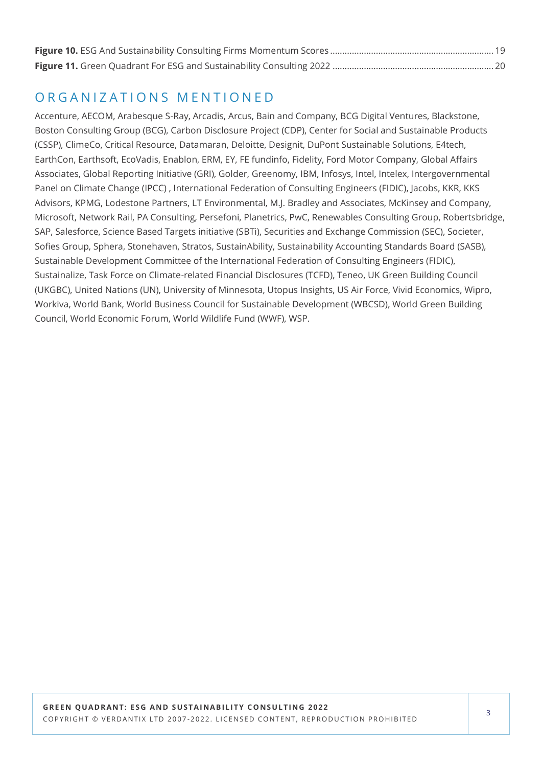**Figure 10.** ESG And Sustainability Consulting Firms Momentum Scores ........................................................................ 19
**Figure 11.** Green Quadrant For ESG and Sustainability Consulting 2022 ........................................................................ 20

## ORGANIZATIONS MENTIONED

Accenture, AECOM, Arabesque S-Ray, Arcadis, Arcus, Bain and Company, BCG Digital Ventures, Blackstone, Boston Consulting Group (BCG), Carbon Disclosure Project (CDP), Center for Social and Sustainable Products (CSSP), ClimeCo, Critical Resource, Datamaran, Deloitte, Designit, DuPont Sustainable Solutions, E4tech, EarthCon, Earthsoft, EcoVadis, Enablon, ERM, EY, FE fundinfo, Fidelity, Ford Motor Company, Global Affairs Associates, Global Reporting Initiative (GRI), Golder, Greenomy, IBM, Infosys, Intel, Intelex, Intergovernmental Panel on Climate Change (IPCC) , International Federation of Consulting Engineers (FIDIC), Jacobs, KKR, KKS Advisors, KPMG, Lodestone Partners, LT Environmental, M.J. Bradley and Associates, McKinsey and Company, Microsoft, Network Rail, PA Consulting, Persefoni, Planetrics, PwC, Renewables Consulting Group, Robertsbridge, SAP, Salesforce, Science Based Targets initiative (SBTi), Securities and Exchange Commission (SEC), Societer, Sofies Group, Sphera, Stonehaven, Stratos, SustainAbility, Sustainability Accounting Standards Board (SASB), Sustainable Development Committee of the International Federation of Consulting Engineers (FIDIC), Sustainalize, Task Force on Climate-related Financial Disclosures (TCFD), Teneo, UK Green Building Council (UKGBC), United Nations (UN), University of Minnesota, Utopus Insights, US Air Force, Vivid Economics, Wipro, Workiva, World Bank, World Business Council for Sustainable Development (WBCSD), World Green Building Council, World Economic Forum, World Wildlife Fund (WWF), WSP.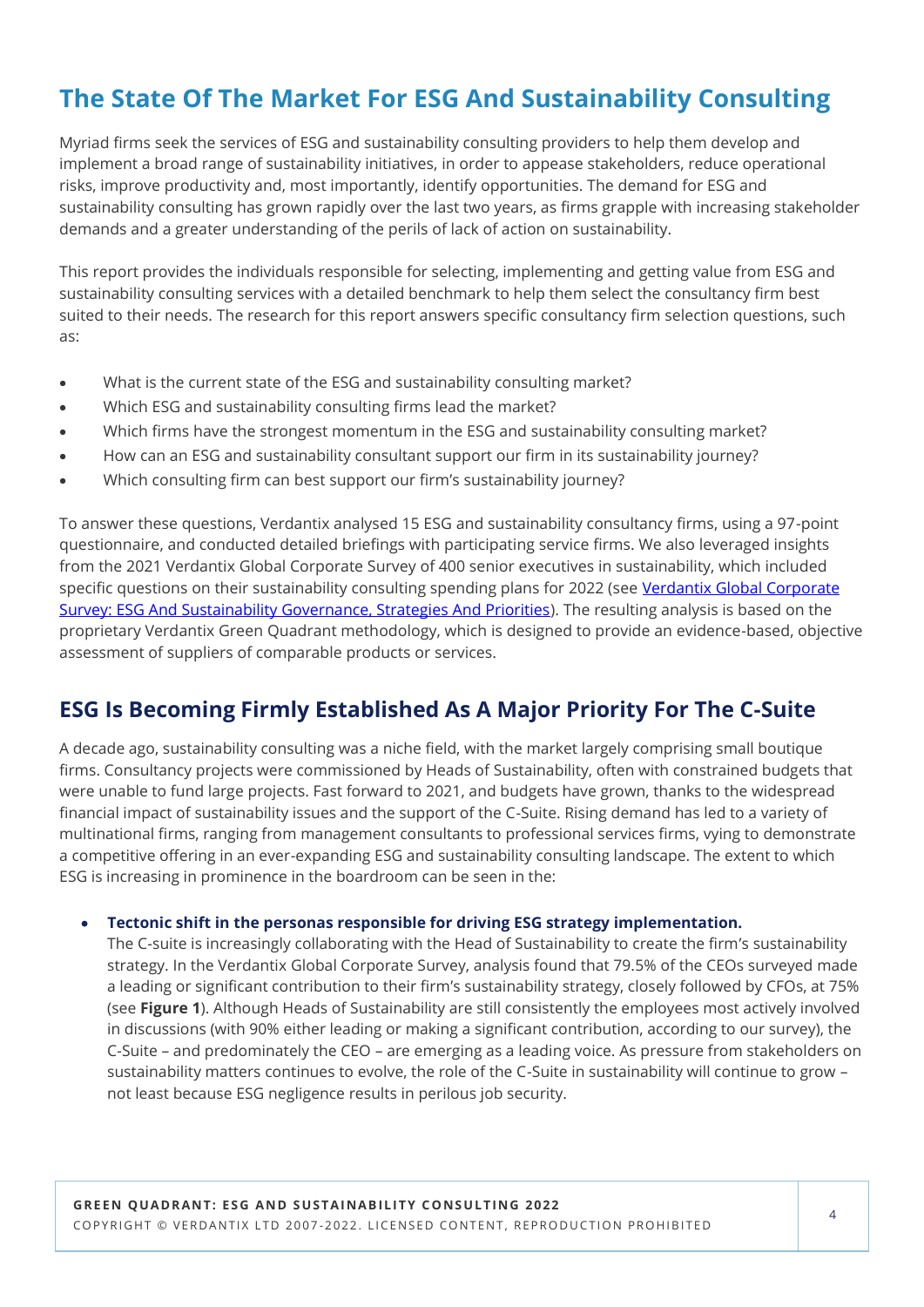## The State Of The Market For ESG And Sustainability Consulting

Myriad firms seek the services of ESG and sustainability consulting providers to help them develop and implement a broad range of sustainability initiatives, in order to appease stakeholders, reduce operational risks, improve productivity and, most importantly, identify opportunities. The demand for ESG and sustainability consulting has grown rapidly over the last two years, as firms grapple with increasing stakeholder demands and a greater understanding of the perils of lack of action on sustainability.

This report provides the individuals responsible for selecting, implementing and getting value from ESG and sustainability consulting services with a detailed benchmark to help them select the consultancy firm best suited to their needs. The research for this report answers specific consultancy firm selection questions, such as:

- What is the current state of the ESG and sustainability consulting market?
- Which ESG and sustainability consulting firms lead the market?
- Which firms have the strongest momentum in the ESG and sustainability consulting market?
- How can an ESG and sustainability consultant support our firm in its sustainability journey?
- Which consulting firm can best support our firm's sustainability journey?

To answer these questions, Verdantix analysed 15 ESG and sustainability consultancy firms, using a 97-point questionnaire, and conducted detailed briefings with participating service firms. We also leveraged insights from the 2021 Verdantix Global Corporate Survey of 400 senior executives in sustainability, which included specific questions on their sustainability consulting spending plans for 2022 (see Verdantix Global Corporate Survey: ESG And Sustainability Governance, Strategies And Priorities). The resulting analysis is based on the proprietary Verdantix Green Quadrant methodology, which is designed to provide an evidence-based, objective assessment of suppliers of comparable products or services.

## ESG Is Becoming Firmly Established As A Major Priority For The C-Suite

A decade ago, sustainability consulting was a niche field, with the market largely comprising small boutique firms. Consultancy projects were commissioned by Heads of Sustainability, often with constrained budgets that were unable to fund large projects. Fast forward to 2021, and budgets have grown, thanks to the widespread financial impact of sustainability issues and the support of the C-Suite. Rising demand has led to a variety of multinational firms, ranging from management consultants to professional services firms, vying to demonstrate a competitive offering in an ever-expanding ESG and sustainability consulting landscape. The extent to which ESG is increasing in prominence in the boardroom can be seen in the:

- **Tectonic shift in the personas responsible for driving ESG strategy implementation.** The C-suite is increasingly collaborating with the Head of Sustainability to create the firm's sustainability strategy. In the Verdantix Global Corporate Survey, analysis found that 79.5% of the CEOs surveyed made a leading or significant contribution to their firm's sustainability strategy, closely followed by CFOs, at 75% (see **Figure 1**). Although Heads of Sustainability are still consistently the employees most actively involved in discussions (with 90% either leading or making a significant contribution, according to our survey), the C-Suite – and predominately the CEO – are emerging as a leading voice. As pressure from stakeholders on sustainability matters continues to evolve, the role of the C-Suite in sustainability will continue to grow – not least because ESG negligence results in perilous job security.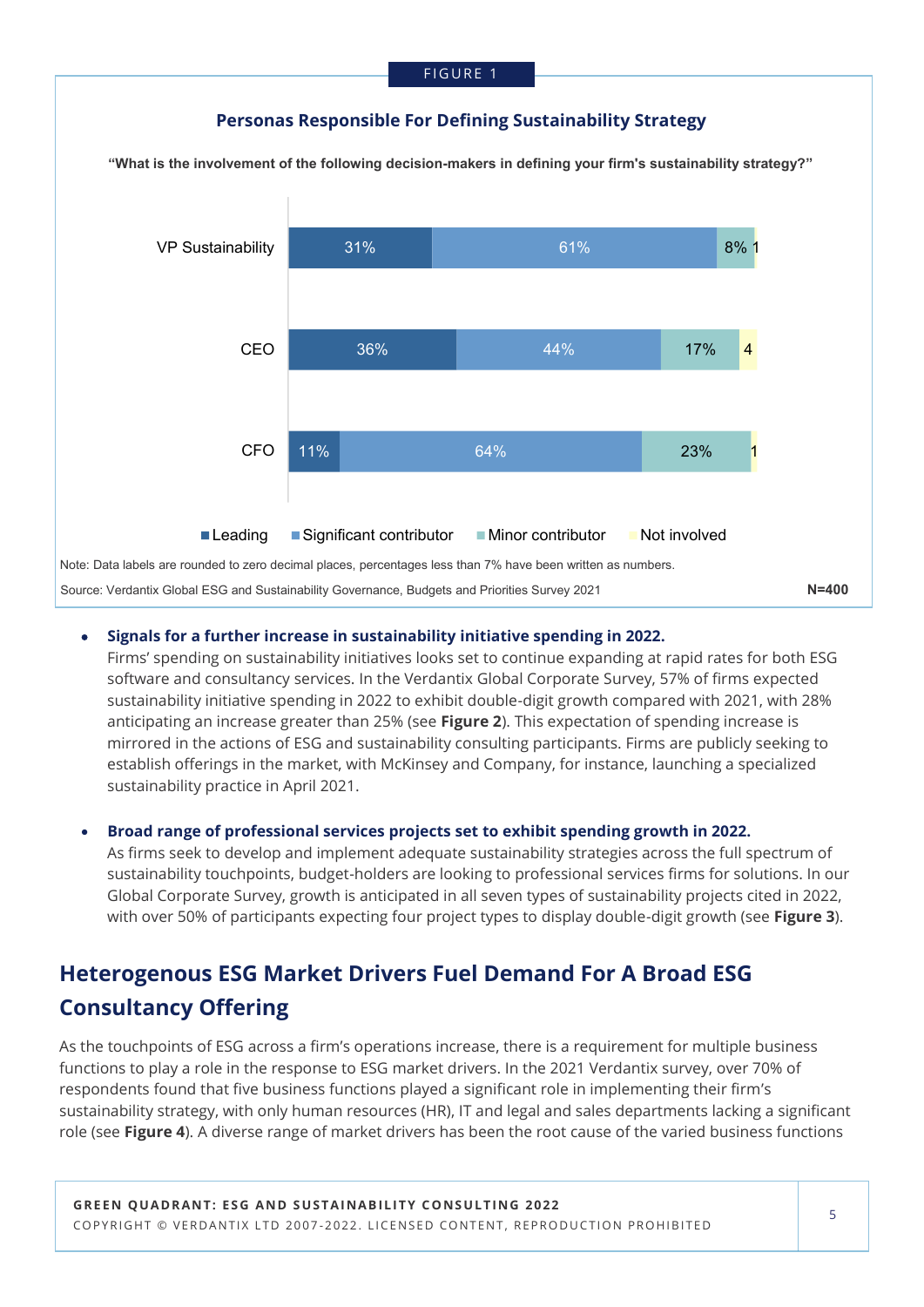FIGURE 1

**Personas Responsible For Defining Sustainability Strategy**

**"What is the involvement of the following decision-makers in defining your firm's sustainability strategy?"**

| | Leading | Significant contributor | Minor contributor | Not involved |
|---|---|---|---|---|
| VP Sustainability | 31% | 61% | 8% | 1 |
| CEO | 36% | 44% | 17% | 4 |
| CFO | 11% | 64% | 23% | 1 |

Note: Data labels are rounded to zero decimal places, percentages less than 7% have been written as numbers.

Source: Verdantix Global ESG and Sustainability Governance, Budgets and Priorities Survey 2021

N=400

- **Signals for a further increase in sustainability initiative spending in 2022.**
  Firms' spending on sustainability initiatives looks set to continue expanding at rapid rates for both ESG software and consultancy services. In the Verdantix Global Corporate Survey, 57% of firms expected sustainability initiative spending in 2022 to exhibit double-digit growth compared with 2021, with 28% anticipating an increase greater than 25% (see **Figure 2**). This expectation of spending increase is mirrored in the actions of ESG and sustainability consulting participants. Firms are publicly seeking to establish offerings in the market, with McKinsey and Company, for instance, launching a specialized sustainability practice in April 2021.

- **Broad range of professional services projects set to exhibit spending growth in 2022.**
  As firms seek to develop and implement adequate sustainability strategies across the full spectrum of sustainability touchpoints, budget-holders are looking to professional services firms for solutions. In our Global Corporate Survey, growth is anticipated in all seven types of sustainability projects cited in 2022, with over 50% of participants expecting four project types to display double-digit growth (see **Figure 3**).

## Heterogenous ESG Market Drivers Fuel Demand For A Broad ESG Consultancy Offering

As the touchpoints of ESG across a firm's operations increase, there is a requirement for multiple business functions to play a role in the response to ESG market drivers. In the 2021 Verdantix survey, over 70% of respondents found that five business functions played a significant role in implementing their firm's sustainability strategy, with only human resources (HR), IT and legal and sales departments lacking a significant role (see **Figure 4**). A diverse range of market drivers has been the root cause of the varied business functions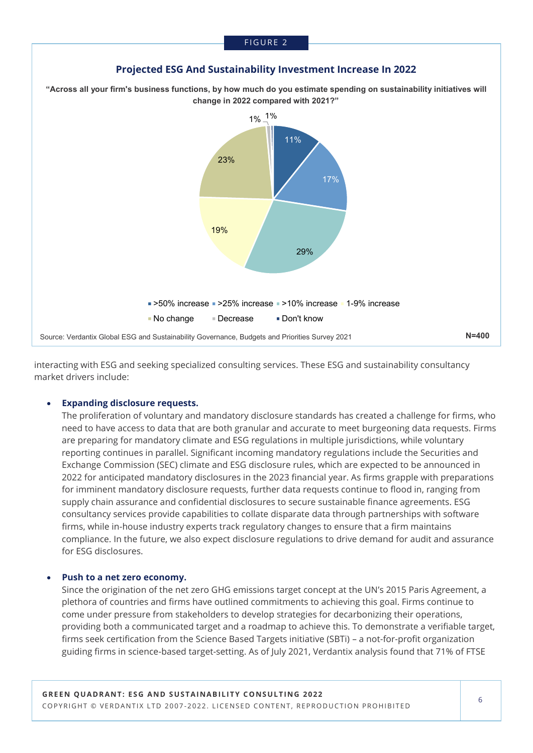FIGURE 2

**Projected ESG And Sustainability Investment Increase In 2022**

**"Across all your firm's business functions, by how much do you estimate spending on sustainability initiatives will change in 2022 compared with 2021?"**

| Response | Share |
| --- | --- |
| >50% increase | 11% |
| >25% increase | 17% |
| >10% increase | 29% |
| 1-9% increase | 19% |
| No change | 23% |
| Decrease | 1% |
| Don't know | 1% |

Source: Verdantix Global ESG and Sustainability Governance, Budgets and Priorities Survey 2021

N=400

interacting with ESG and seeking specialized consulting services. These ESG and sustainability consultancy market drivers include:

- **Expanding disclosure requests.**
  The proliferation of voluntary and mandatory disclosure standards has created a challenge for firms, who need to have access to data that are both granular and accurate to meet burgeoning data requests. Firms are preparing for mandatory climate and ESG regulations in multiple jurisdictions, while voluntary reporting continues in parallel. Significant incoming mandatory regulations include the Securities and Exchange Commission (SEC) climate and ESG disclosure rules, which are expected to be announced in 2022 for anticipated mandatory disclosures in the 2023 financial year. As firms grapple with preparations for imminent mandatory disclosure requests, further data requests continue to flood in, ranging from supply chain assurance and confidential disclosures to secure sustainable finance agreements. ESG consultancy services provide capabilities to collate disparate data through partnerships with software firms, while in-house industry experts track regulatory changes to ensure that a firm maintains compliance. In the future, we also expect disclosure regulations to drive demand for audit and assurance for ESG disclosures.

- **Push to a net zero economy.**
  Since the origination of the net zero GHG emissions target concept at the UN's 2015 Paris Agreement, a plethora of countries and firms have outlined commitments to achieving this goal. Firms continue to come under pressure from stakeholders to develop strategies for decarbonizing their operations, providing both a communicated target and a roadmap to achieve this. To demonstrate a verifiable target, firms seek certification from the Science Based Targets initiative (SBTi) – a not-for-profit organization guiding firms in science-based target-setting. As of July 2021, Verdantix analysis found that 71% of FTSE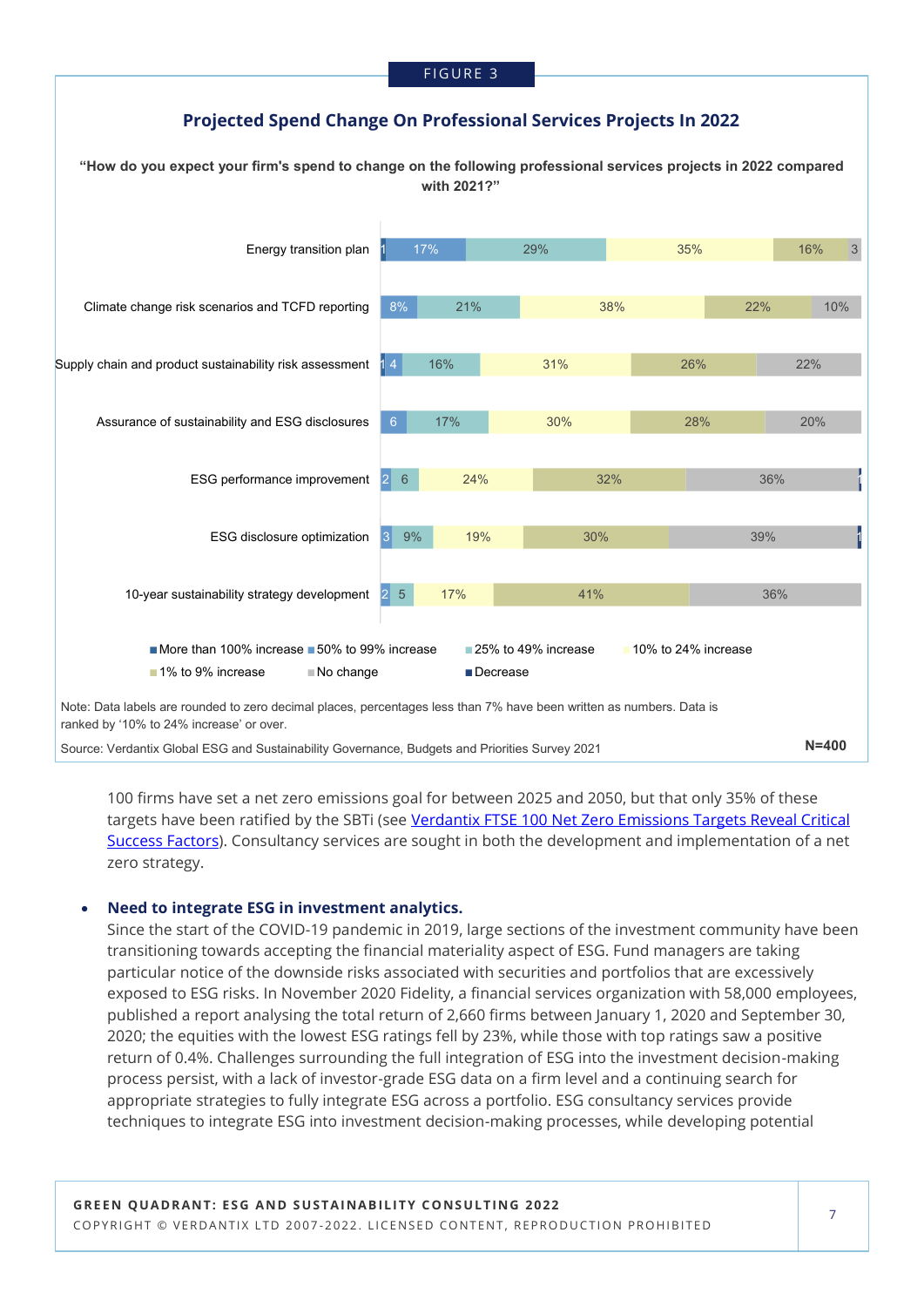FIGURE 3

### Projected Spend Change On Professional Services Projects In 2022

**"How do you expect your firm's spend to change on the following professional services projects in 2022 compared with 2021?"**

| Project | More than 100% increase | 50% to 99% increase | 25% to 49% increase | 10% to 24% increase | 1% to 9% increase | No change | Decrease |
|---|---|---|---|---|---|---|---|
| Energy transition plan | 1 | 17% | 29% | 35% | 16% | 3 | |
| Climate change risk scenarios and TCFD reporting | | 8% | 21% | 38% | 22% | 10% | |
| Supply chain and product sustainability risk assessment | 1 | 4 | 16% | 31% | 26% | 22% | |
| Assurance of sustainability and ESG disclosures | | 6 | 17% | 30% | 28% | 20% | |
| ESG performance improvement | | 2 | 6 | 24% | 32% | 36% | 1 |
| ESG disclosure optimization | | 3 | 9% | 19% | 30% | 39% | 1 |
| 10-year sustainability strategy development | | 2 | 5 | 17% | 41% | 36% | |

Note: Data labels are rounded to zero decimal places, percentages less than 7% have been written as numbers. Data is ranked by '10% to 24% increase' or over.

Source: Verdantix Global ESG and Sustainability Governance, Budgets and Priorities Survey 2021

N=400

100 firms have set a net zero emissions goal for between 2025 and 2050, but that only 35% of these targets have been ratified by the SBTi (see [Verdantix FTSE 100 Net Zero Emissions Targets Reveal Critical Success Factors]). Consultancy services are sought in both the development and implementation of a net zero strategy.

- **Need to integrate ESG in investment analytics.**
  Since the start of the COVID-19 pandemic in 2019, large sections of the investment community have been transitioning towards accepting the financial materiality aspect of ESG. Fund managers are taking particular notice of the downside risks associated with securities and portfolios that are excessively exposed to ESG risks. In November 2020 Fidelity, a financial services organization with 58,000 employees, published a report analysing the total return of 2,660 firms between January 1, 2020 and September 30, 2020; the equities with the lowest ESG ratings fell by 23%, while those with top ratings saw a positive return of 0.4%. Challenges surrounding the full integration of ESG into the investment decision-making process persist, with a lack of investor-grade ESG data on a firm level and a continuing search for appropriate strategies to fully integrate ESG across a portfolio. ESG consultancy services provide techniques to integrate ESG into investment decision-making processes, while developing potential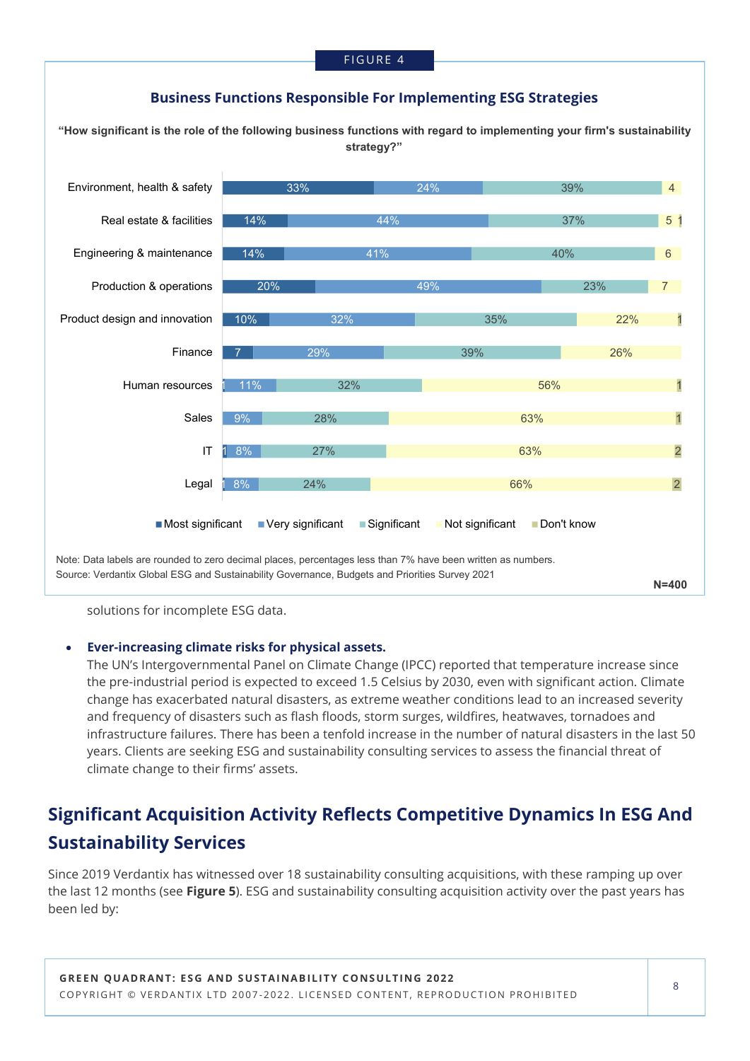FIGURE 4

**Business Functions Responsible For Implementing ESG Strategies**

**"How significant is the role of the following business functions with regard to implementing your firm's sustainability strategy?"**

| | Most significant | Very significant | Significant | Not significant | Don't know |
|---|---|---|---|---|---|
| Environment, health & safety | 33% | 24% | 39% | 4 | |
| Real estate & facilities | 14% | 44% | 37% | 5 | 1 |
| Engineering & maintenance | 14% | 41% | 40% | 6 | |
| Production & operations | 20% | 49% | 23% | 7 | |
| Product design and innovation | 10% | 32% | 35% | 22% | 1 |
| Finance | 7 | 29% | 39% | 26% | |
| Human resources | 1 | 11% | 32% | 56% | 1 |
| Sales | | 9% | 28% | 63% | 1 |
| IT | 1 | 8% | 27% | 63% | 2 |
| Legal | 1 | 8% | 24% | 66% | 2 |

Note: Data labels are rounded to zero decimal places, percentages less than 7% have been written as numbers.
Source: Verdantix Global ESG and Sustainability Governance, Budgets and Priorities Survey 2021

N=400

solutions for incomplete ESG data.

- **Ever-increasing climate risks for physical assets.**
  The UN's Intergovernmental Panel on Climate Change (IPCC) reported that temperature increase since the pre-industrial period is expected to exceed 1.5 Celsius by 2030, even with significant action. Climate change has exacerbated natural disasters, as extreme weather conditions lead to an increased severity and frequency of disasters such as flash floods, storm surges, wildfires, heatwaves, tornadoes and infrastructure failures. There has been a tenfold increase in the number of natural disasters in the last 50 years. Clients are seeking ESG and sustainability consulting services to assess the financial threat of climate change to their firms' assets.

## Significant Acquisition Activity Reflects Competitive Dynamics In ESG And Sustainability Services

Since 2019 Verdantix has witnessed over 18 sustainability consulting acquisitions, with these ramping up over the last 12 months (see **Figure 5**). ESG and sustainability consulting acquisition activity over the past years has been led by: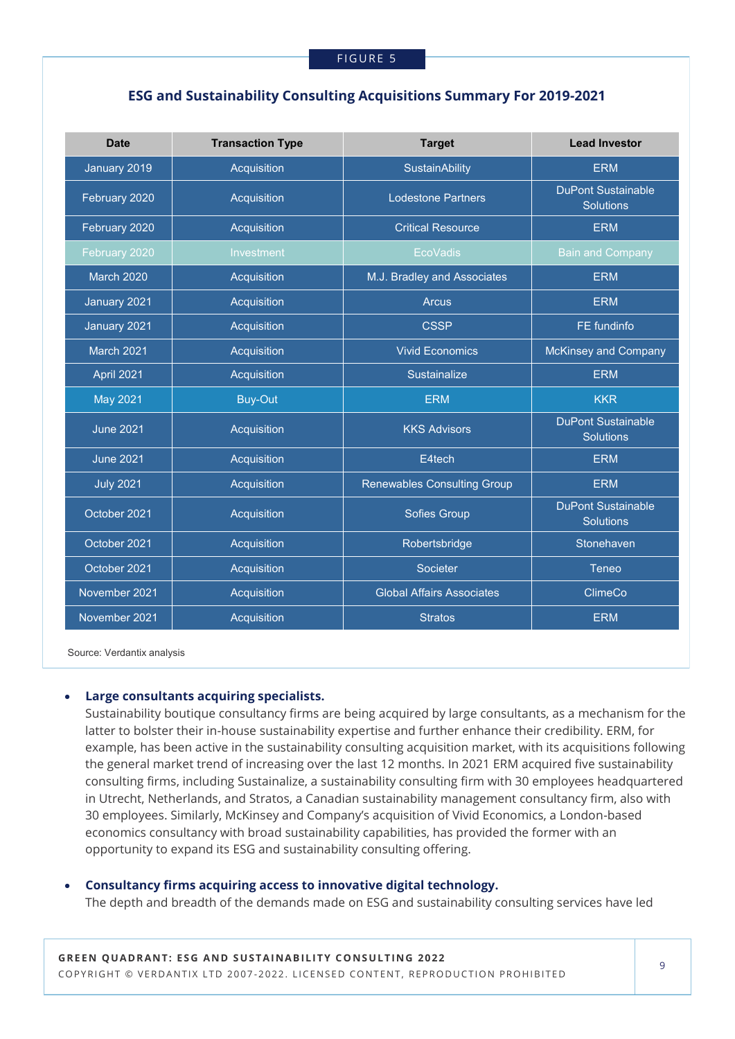FIGURE 5

### ESG and Sustainability Consulting Acquisitions Summary For 2019-2021

| Date | Transaction Type | Target | Lead Investor |
|---|---|---|---|
| January 2019 | Acquisition | SustainAbility | ERM |
| February 2020 | Acquisition | Lodestone Partners | DuPont Sustainable Solutions |
| February 2020 | Acquisition | Critical Resource | ERM |
| February 2020 | Investment | EcoVadis | Bain and Company |
| March 2020 | Acquisition | M.J. Bradley and Associates | ERM |
| January 2021 | Acquisition | Arcus | ERM |
| January 2021 | Acquisition | CSSP | FE fundinfo |
| March 2021 | Acquisition | Vivid Economics | McKinsey and Company |
| April 2021 | Acquisition | Sustainalize | ERM |
| May 2021 | Buy-Out | ERM | KKR |
| June 2021 | Acquisition | KKS Advisors | DuPont Sustainable Solutions |
| June 2021 | Acquisition | E4tech | ERM |
| July 2021 | Acquisition | Renewables Consulting Group | ERM |
| October 2021 | Acquisition | Sofies Group | DuPont Sustainable Solutions |
| October 2021 | Acquisition | Robertsbridge | Stonehaven |
| October 2021 | Acquisition | Societer | Teneo |
| November 2021 | Acquisition | Global Affairs Associates | ClimeCo |
| November 2021 | Acquisition | Stratos | ERM |

Source: Verdantix analysis

- **Large consultants acquiring specialists.**
  Sustainability boutique consultancy firms are being acquired by large consultants, as a mechanism for the latter to bolster their in-house sustainability expertise and further enhance their credibility. ERM, for example, has been active in the sustainability consulting acquisition market, with its acquisitions following the general market trend of increasing over the last 12 months. In 2021 ERM acquired five sustainability consulting firms, including Sustainalize, a sustainability consulting firm with 30 employees headquartered in Utrecht, Netherlands, and Stratos, a Canadian sustainability management consultancy firm, also with 30 employees. Similarly, McKinsey and Company's acquisition of Vivid Economics, a London-based economics consultancy with broad sustainability capabilities, has provided the former with an opportunity to expand its ESG and sustainability consulting offering.

- **Consultancy firms acquiring access to innovative digital technology.**
  The depth and breadth of the demands made on ESG and sustainability consulting services have led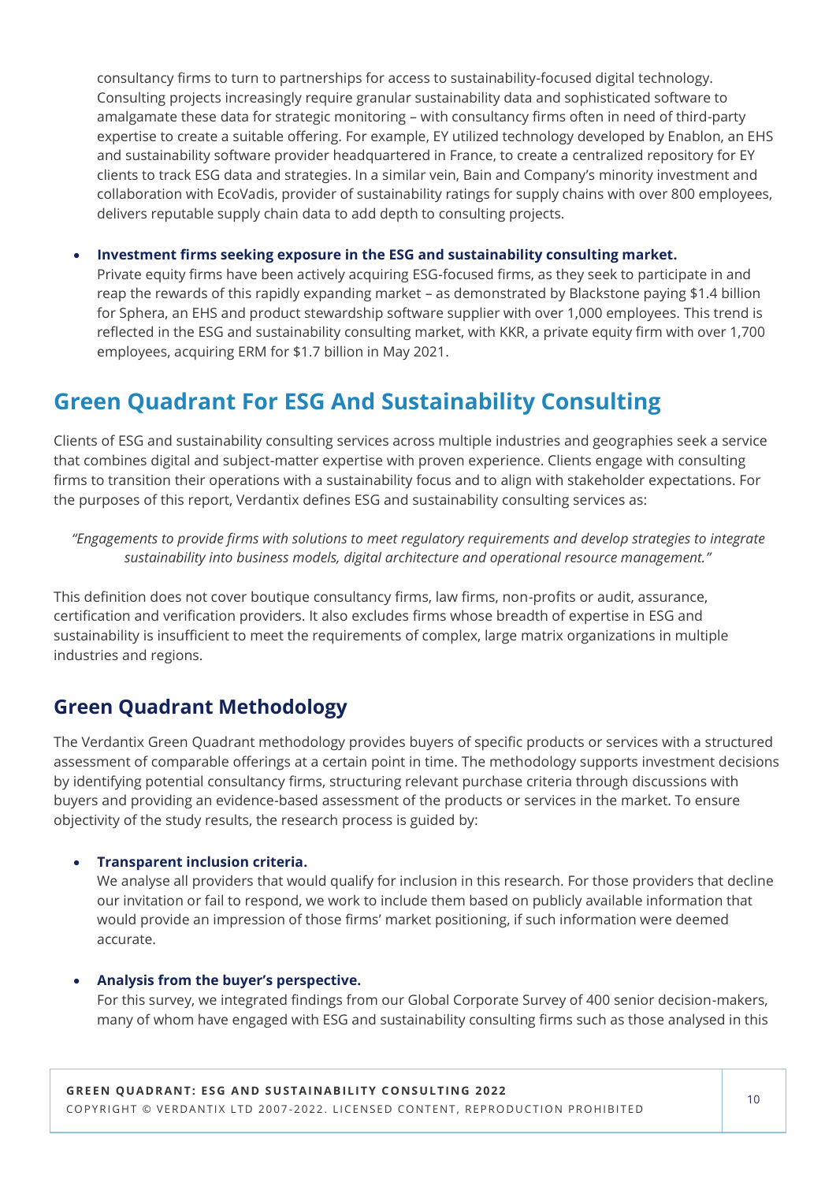consultancy firms to turn to partnerships for access to sustainability-focused digital technology. Consulting projects increasingly require granular sustainability data and sophisticated software to amalgamate these data for strategic monitoring – with consultancy firms often in need of third-party expertise to create a suitable offering. For example, EY utilized technology developed by Enablon, an EHS and sustainability software provider headquartered in France, to create a centralized repository for EY clients to track ESG data and strategies. In a similar vein, Bain and Company's minority investment and collaboration with EcoVadis, provider of sustainability ratings for supply chains with over 800 employees, delivers reputable supply chain data to add depth to consulting projects.

- **Investment firms seeking exposure in the ESG and sustainability consulting market.**
  Private equity firms have been actively acquiring ESG-focused firms, as they seek to participate in and reap the rewards of this rapidly expanding market – as demonstrated by Blackstone paying $1.4 billion for Sphera, an EHS and product stewardship software supplier with over 1,000 employees. This trend is reflected in the ESG and sustainability consulting market, with KKR, a private equity firm with over 1,700 employees, acquiring ERM for $1.7 billion in May 2021.

## Green Quadrant For ESG And Sustainability Consulting

Clients of ESG and sustainability consulting services across multiple industries and geographies seek a service that combines digital and subject-matter expertise with proven experience. Clients engage with consulting firms to transition their operations with a sustainability focus and to align with stakeholder expectations. For the purposes of this report, Verdantix defines ESG and sustainability consulting services as:

*"Engagements to provide firms with solutions to meet regulatory requirements and develop strategies to integrate sustainability into business models, digital architecture and operational resource management."*

This definition does not cover boutique consultancy firms, law firms, non-profits or audit, assurance, certification and verification providers. It also excludes firms whose breadth of expertise in ESG and sustainability is insufficient to meet the requirements of complex, large matrix organizations in multiple industries and regions.

### Green Quadrant Methodology

The Verdantix Green Quadrant methodology provides buyers of specific products or services with a structured assessment of comparable offerings at a certain point in time. The methodology supports investment decisions by identifying potential consultancy firms, structuring relevant purchase criteria through discussions with buyers and providing an evidence-based assessment of the products or services in the market. To ensure objectivity of the study results, the research process is guided by:

- **Transparent inclusion criteria.**
  We analyse all providers that would qualify for inclusion in this research. For those providers that decline our invitation or fail to respond, we work to include them based on publicly available information that would provide an impression of those firms' market positioning, if such information were deemed accurate.

- **Analysis from the buyer's perspective.**
  For this survey, we integrated findings from our Global Corporate Survey of 400 senior decision-makers, many of whom have engaged with ESG and sustainability consulting firms such as those analysed in this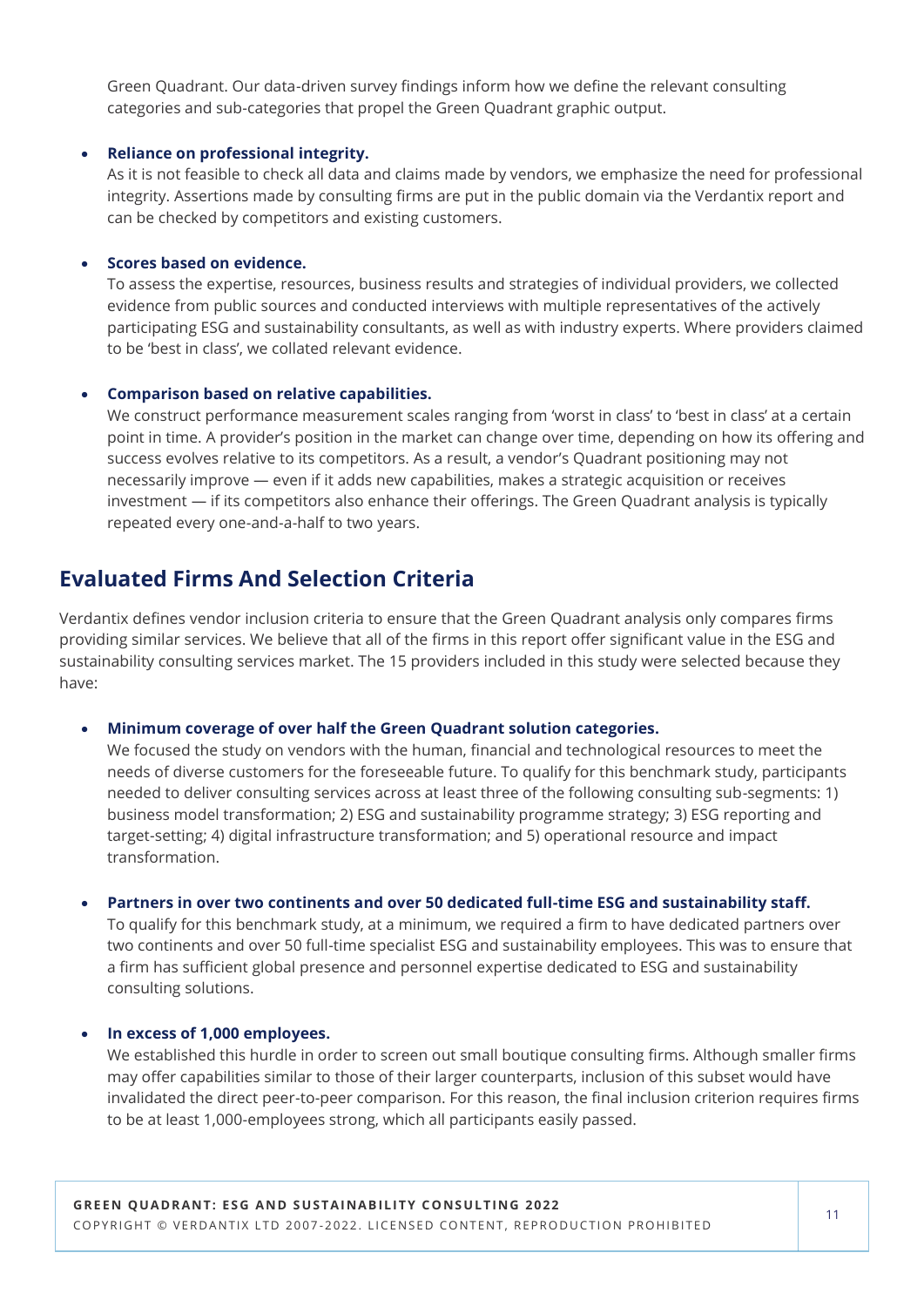Green Quadrant. Our data-driven survey findings inform how we define the relevant consulting categories and sub-categories that propel the Green Quadrant graphic output.

- **Reliance on professional integrity.**
  As it is not feasible to check all data and claims made by vendors, we emphasize the need for professional integrity. Assertions made by consulting firms are put in the public domain via the Verdantix report and can be checked by competitors and existing customers.

- **Scores based on evidence.**
  To assess the expertise, resources, business results and strategies of individual providers, we collected evidence from public sources and conducted interviews with multiple representatives of the actively participating ESG and sustainability consultants, as well as with industry experts. Where providers claimed to be 'best in class', we collated relevant evidence.

- **Comparison based on relative capabilities.**
  We construct performance measurement scales ranging from 'worst in class' to 'best in class' at a certain point in time. A provider's position in the market can change over time, depending on how its offering and success evolves relative to its competitors. As a result, a vendor's Quadrant positioning may not necessarily improve — even if it adds new capabilities, makes a strategic acquisition or receives investment — if its competitors also enhance their offerings. The Green Quadrant analysis is typically repeated every one-and-a-half to two years.

## Evaluated Firms And Selection Criteria

Verdantix defines vendor inclusion criteria to ensure that the Green Quadrant analysis only compares firms providing similar services. We believe that all of the firms in this report offer significant value in the ESG and sustainability consulting services market. The 15 providers included in this study were selected because they have:

- **Minimum coverage of over half the Green Quadrant solution categories.**
  We focused the study on vendors with the human, financial and technological resources to meet the needs of diverse customers for the foreseeable future. To qualify for this benchmark study, participants needed to deliver consulting services across at least three of the following consulting sub-segments: 1) business model transformation; 2) ESG and sustainability programme strategy; 3) ESG reporting and target-setting; 4) digital infrastructure transformation; and 5) operational resource and impact transformation.

- **Partners in over two continents and over 50 dedicated full-time ESG and sustainability staff.**
  To qualify for this benchmark study, at a minimum, we required a firm to have dedicated partners over two continents and over 50 full-time specialist ESG and sustainability employees. This was to ensure that a firm has sufficient global presence and personnel expertise dedicated to ESG and sustainability consulting solutions.

- **In excess of 1,000 employees.**
  We established this hurdle in order to screen out small boutique consulting firms. Although smaller firms may offer capabilities similar to those of their larger counterparts, inclusion of this subset would have invalidated the direct peer-to-peer comparison. For this reason, the final inclusion criterion requires firms to be at least 1,000-employees strong, which all participants easily passed.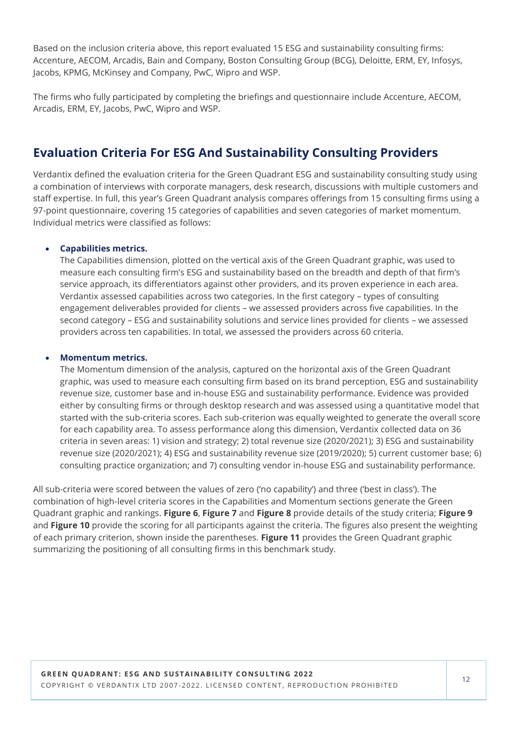Based on the inclusion criteria above, this report evaluated 15 ESG and sustainability consulting firms: Accenture, AECOM, Arcadis, Bain and Company, Boston Consulting Group (BCG), Deloitte, ERM, EY, Infosys, Jacobs, KPMG, McKinsey and Company, PwC, Wipro and WSP.

The firms who fully participated by completing the briefings and questionnaire include Accenture, AECOM, Arcadis, ERM, EY, Jacobs, PwC, Wipro and WSP.

## Evaluation Criteria For ESG And Sustainability Consulting Providers

Verdantix defined the evaluation criteria for the Green Quadrant ESG and sustainability consulting study using a combination of interviews with corporate managers, desk research, discussions with multiple customers and staff expertise. In full, this year's Green Quadrant analysis compares offerings from 15 consulting firms using a 97-point questionnaire, covering 15 categories of capabilities and seven categories of market momentum. Individual metrics were classified as follows:

- **Capabilities metrics.**
  The Capabilities dimension, plotted on the vertical axis of the Green Quadrant graphic, was used to measure each consulting firm's ESG and sustainability based on the breadth and depth of that firm's service approach, its differentiators against other providers, and its proven experience in each area. Verdantix assessed capabilities across two categories. In the first category – types of consulting engagement deliverables provided for clients – we assessed providers across five capabilities. In the second category – ESG and sustainability solutions and service lines provided for clients – we assessed providers across ten capabilities. In total, we assessed the providers across 60 criteria.

- **Momentum metrics.**
  The Momentum dimension of the analysis, captured on the horizontal axis of the Green Quadrant graphic, was used to measure each consulting firm based on its brand perception, ESG and sustainability revenue size, customer base and in-house ESG and sustainability performance. Evidence was provided either by consulting firms or through desktop research and was assessed using a quantitative model that started with the sub-criteria scores. Each sub-criterion was equally weighted to generate the overall score for each capability area. To assess performance along this dimension, Verdantix collected data on 36 criteria in seven areas: 1) vision and strategy; 2) total revenue size (2020/2021); 3) ESG and sustainability revenue size (2020/2021); 4) ESG and sustainability revenue size (2019/2020); 5) current customer base; 6) consulting practice organization; and 7) consulting vendor in-house ESG and sustainability performance.

All sub-criteria were scored between the values of zero ('no capability') and three ('best in class'). The combination of high-level criteria scores in the Capabilities and Momentum sections generate the Green Quadrant graphic and rankings. **Figure 6**, **Figure 7** and **Figure 8** provide details of the study criteria; **Figure 9** and **Figure 10** provide the scoring for all participants against the criteria. The figures also present the weighting of each primary criterion, shown inside the parentheses. **Figure 11** provides the Green Quadrant graphic summarizing the positioning of all consulting firms in this benchmark study.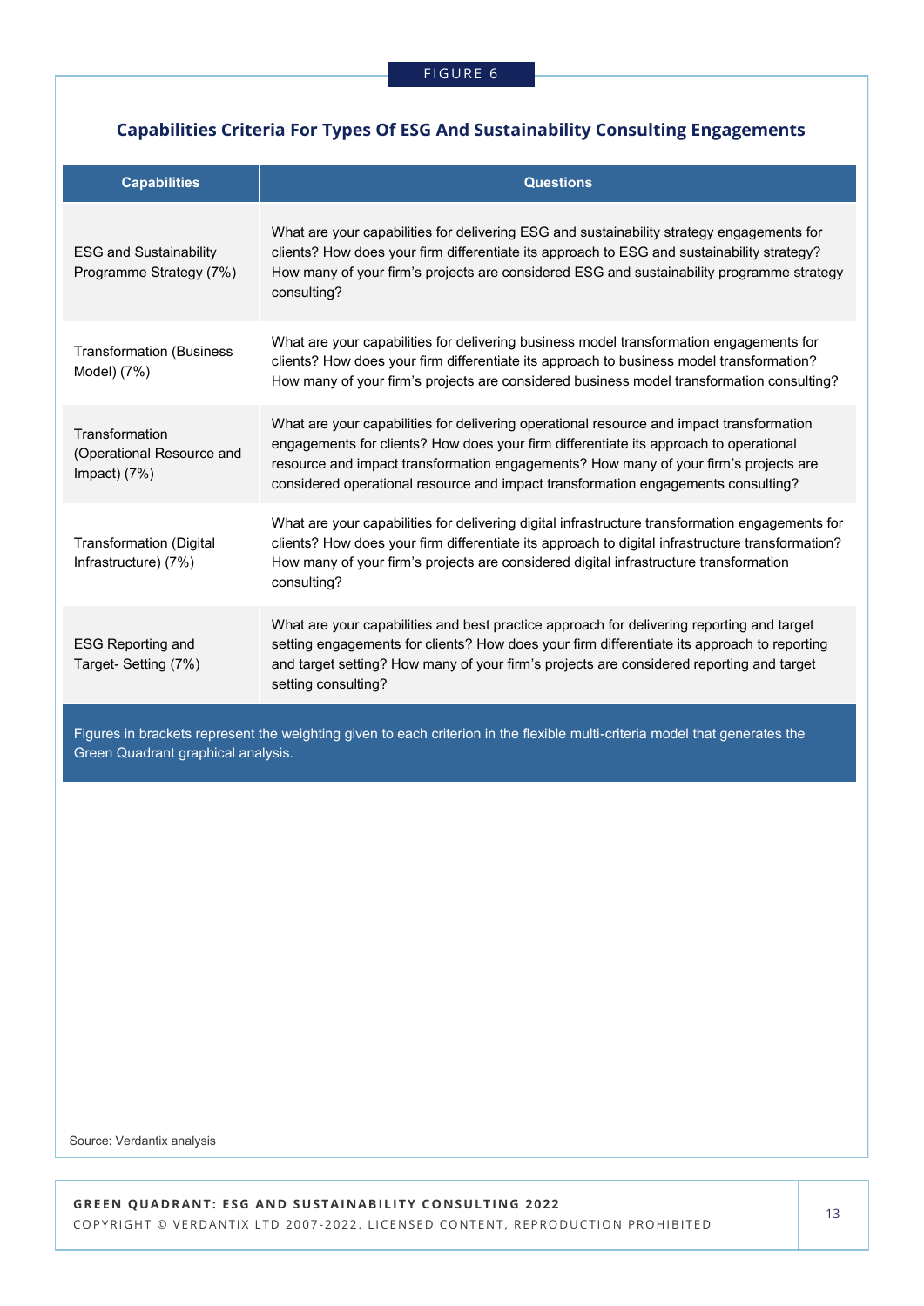FIGURE 6

## Capabilities Criteria For Types Of ESG And Sustainability Consulting Engagements

| Capabilities | Questions |
|---|---|
| ESG and Sustainability Programme Strategy (7%) | What are your capabilities for delivering ESG and sustainability strategy engagements for clients? How does your firm differentiate its approach to ESG and sustainability strategy? How many of your firm's projects are considered ESG and sustainability programme strategy consulting? |
| Transformation (Business Model) (7%) | What are your capabilities for delivering business model transformation engagements for clients? How does your firm differentiate its approach to business model transformation? How many of your firm's projects are considered business model transformation consulting? |
| Transformation (Operational Resource and Impact) (7%) | What are your capabilities for delivering operational resource and impact transformation engagements for clients? How does your firm differentiate its approach to operational resource and impact transformation engagements? How many of your firm's projects are considered operational resource and impact transformation engagements consulting? |
| Transformation (Digital Infrastructure) (7%) | What are your capabilities for delivering digital infrastructure transformation engagements for clients? How does your firm differentiate its approach to digital infrastructure transformation? How many of your firm's projects are considered digital infrastructure transformation consulting? |
| ESG Reporting and Target- Setting (7%) | What are your capabilities and best practice approach for delivering reporting and target setting engagements for clients? How does your firm differentiate its approach to reporting and target setting? How many of your firm's projects are considered reporting and target setting consulting? |

Figures in brackets represent the weighting given to each criterion in the flexible multi-criteria model that generates the Green Quadrant graphical analysis.

Source: Verdantix analysis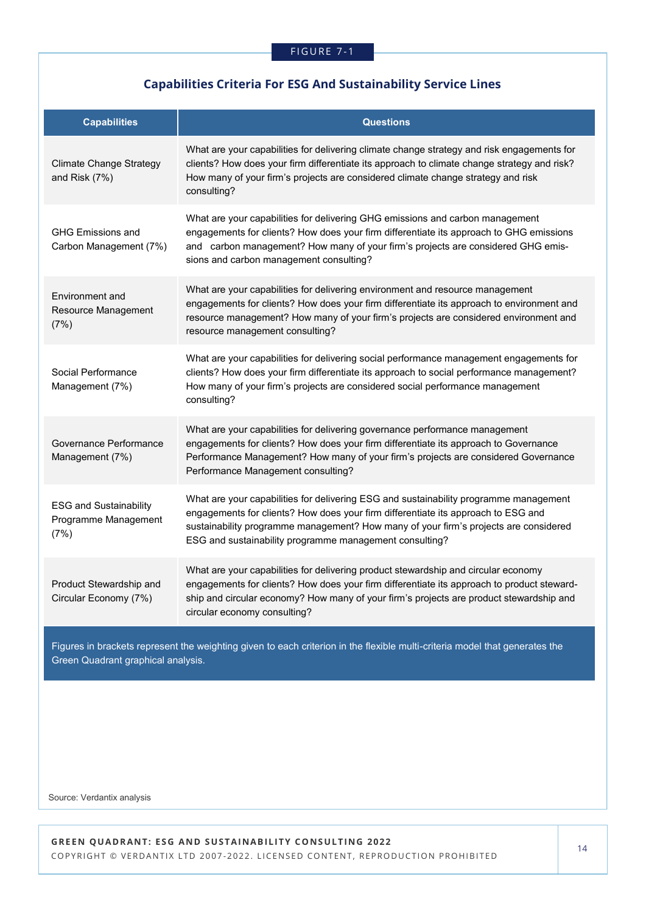FIGURE 7-1

## Capabilities Criteria For ESG And Sustainability Service Lines

| Capabilities | Questions |
|---|---|
| Climate Change Strategy and Risk (7%) | What are your capabilities for delivering climate change strategy and risk engagements for clients? How does your firm differentiate its approach to climate change strategy and risk? How many of your firm's projects are considered climate change strategy and risk consulting? |
| GHG Emissions and Carbon Management (7%) | What are your capabilities for delivering GHG emissions and carbon management engagements for clients? How does your firm differentiate its approach to GHG emissions and carbon management? How many of your firm's projects are considered GHG emissions and carbon management consulting? |
| Environment and Resource Management (7%) | What are your capabilities for delivering environment and resource management engagements for clients? How does your firm differentiate its approach to environment and resource management? How many of your firm's projects are considered environment and resource management consulting? |
| Social Performance Management (7%) | What are your capabilities for delivering social performance management engagements for clients? How does your firm differentiate its approach to social performance management? How many of your firm's projects are considered social performance management consulting? |
| Governance Performance Management (7%) | What are your capabilities for delivering governance performance management engagements for clients? How does your firm differentiate its approach to Governance Performance Management? How many of your firm's projects are considered Governance Performance Management consulting? |
| ESG and Sustainability Programme Management (7%) | What are your capabilities for delivering ESG and sustainability programme management engagements for clients? How does your firm differentiate its approach to ESG and sustainability programme management? How many of your firm's projects are considered ESG and sustainability programme management consulting? |
| Product Stewardship and Circular Economy (7%) | What are your capabilities for delivering product stewardship and circular economy engagements for clients? How does your firm differentiate its approach to product stewardship and circular economy? How many of your firm's projects are product stewardship and circular economy consulting? |

Figures in brackets represent the weighting given to each criterion in the flexible multi-criteria model that generates the Green Quadrant graphical analysis.

Source: Verdantix analysis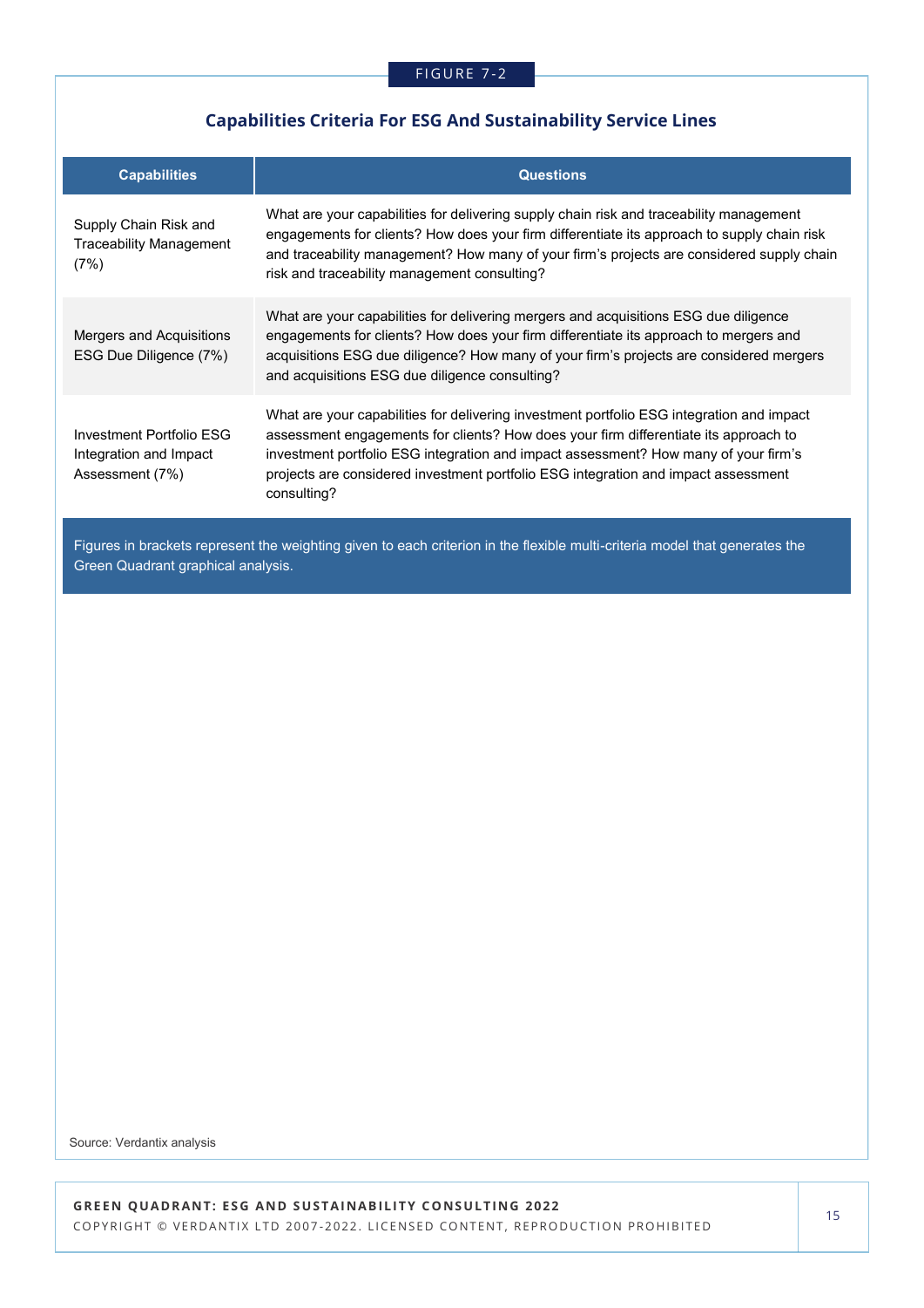FIGURE 7-2

## Capabilities Criteria For ESG And Sustainability Service Lines

| Capabilities | Questions |
| --- | --- |
| Supply Chain Risk and Traceability Management (7%) | What are your capabilities for delivering supply chain risk and traceability management engagements for clients? How does your firm differentiate its approach to supply chain risk and traceability management? How many of your firm's projects are considered supply chain risk and traceability management consulting? |
| Mergers and Acquisitions ESG Due Diligence (7%) | What are your capabilities for delivering mergers and acquisitions ESG due diligence engagements for clients? How does your firm differentiate its approach to mergers and acquisitions ESG due diligence? How many of your firm's projects are considered mergers and acquisitions ESG due diligence consulting? |
| Investment Portfolio ESG Integration and Impact Assessment (7%) | What are your capabilities for delivering investment portfolio ESG integration and impact assessment engagements for clients? How does your firm differentiate its approach to investment portfolio ESG integration and impact assessment? How many of your firm's projects are considered investment portfolio ESG integration and impact assessment consulting? |

Figures in brackets represent the weighting given to each criterion in the flexible multi-criteria model that generates the Green Quadrant graphical analysis.

Source: Verdantix analysis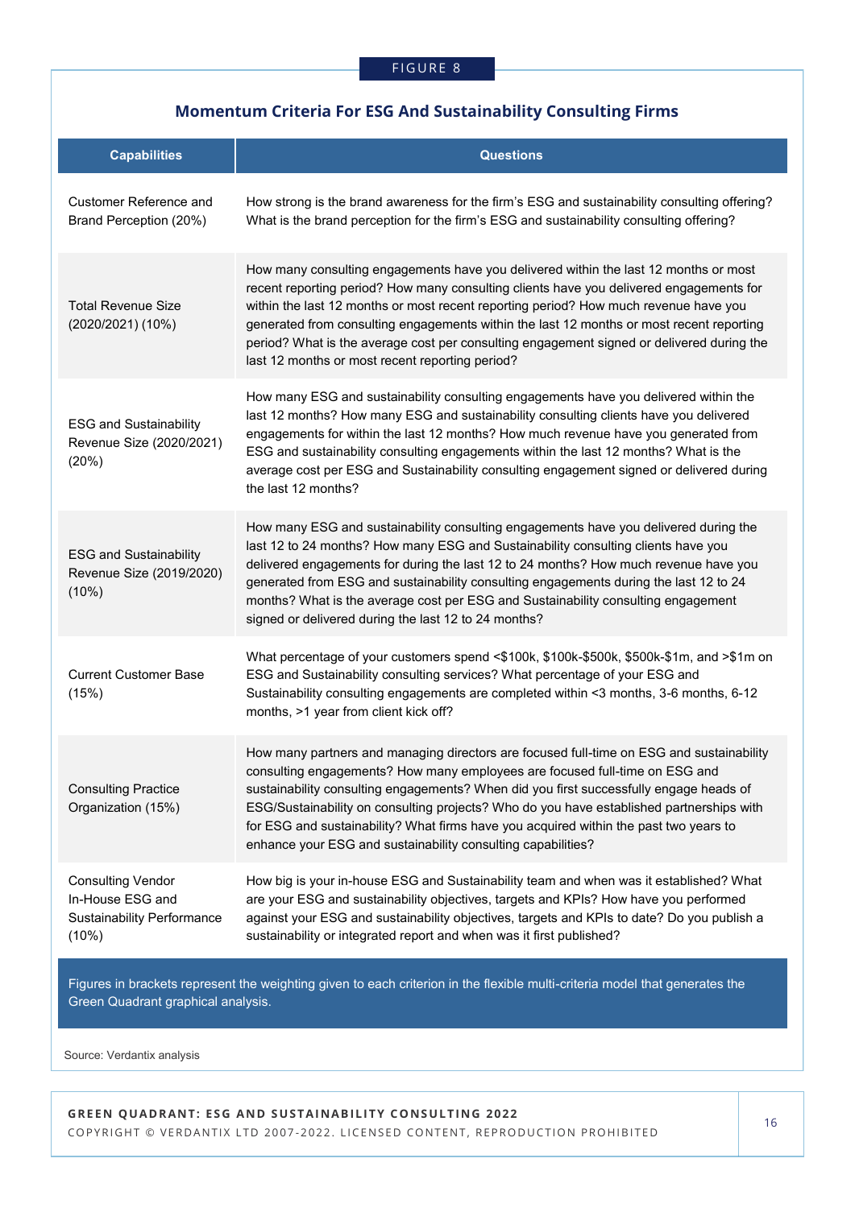FIGURE 8

## Momentum Criteria For ESG And Sustainability Consulting Firms

| Capabilities | Questions |
| --- | --- |
| Customer Reference and Brand Perception (20%) | How strong is the brand awareness for the firm's ESG and sustainability consulting offering? What is the brand perception for the firm's ESG and sustainability consulting offering? |
| Total Revenue Size (2020/2021) (10%) | How many consulting engagements have you delivered within the last 12 months or most recent reporting period? How many consulting clients have you delivered engagements for within the last 12 months or most recent reporting period? How much revenue have you generated from consulting engagements within the last 12 months or most recent reporting period? What is the average cost per consulting engagement signed or delivered during the last 12 months or most recent reporting period? |
| ESG and Sustainability Revenue Size (2020/2021) (20%) | How many ESG and sustainability consulting engagements have you delivered within the last 12 months? How many ESG and sustainability consulting clients have you delivered engagements for within the last 12 months? How much revenue have you generated from ESG and sustainability consulting engagements within the last 12 months? What is the average cost per ESG and Sustainability consulting engagement signed or delivered during the last 12 months? |
| ESG and Sustainability Revenue Size (2019/2020) (10%) | How many ESG and sustainability consulting engagements have you delivered during the last 12 to 24 months? How many ESG and Sustainability consulting clients have you delivered engagements for during the last 12 to 24 months? How much revenue have you generated from ESG and sustainability consulting engagements during the last 12 to 24 months? What is the average cost per ESG and Sustainability consulting engagement signed or delivered during the last 12 to 24 months? |
| Current Customer Base (15%) | What percentage of your customers spend <$100k, $100k-$500k, $500k-$1m, and >$1m on ESG and Sustainability consulting services? What percentage of your ESG and Sustainability consulting engagements are completed within <3 months, 3-6 months, 6-12 months, >1 year from client kick off? |
| Consulting Practice Organization (15%) | How many partners and managing directors are focused full-time on ESG and sustainability consulting engagements? How many employees are focused full-time on ESG and sustainability consulting engagements? When did you first successfully engage heads of ESG/Sustainability on consulting projects? Who do you have established partnerships with for ESG and sustainability? What firms have you acquired within the past two years to enhance your ESG and sustainability consulting capabilities? |
| Consulting Vendor In-House ESG and Sustainability Performance (10%) | How big is your in-house ESG and Sustainability team and when was it established? What are your ESG and sustainability objectives, targets and KPIs? How have you performed against your ESG and sustainability objectives, targets and KPIs to date? Do you publish a sustainability or integrated report and when was it first published? |

Figures in brackets represent the weighting given to each criterion in the flexible multi-criteria model that generates the Green Quadrant graphical analysis.

Source: Verdantix analysis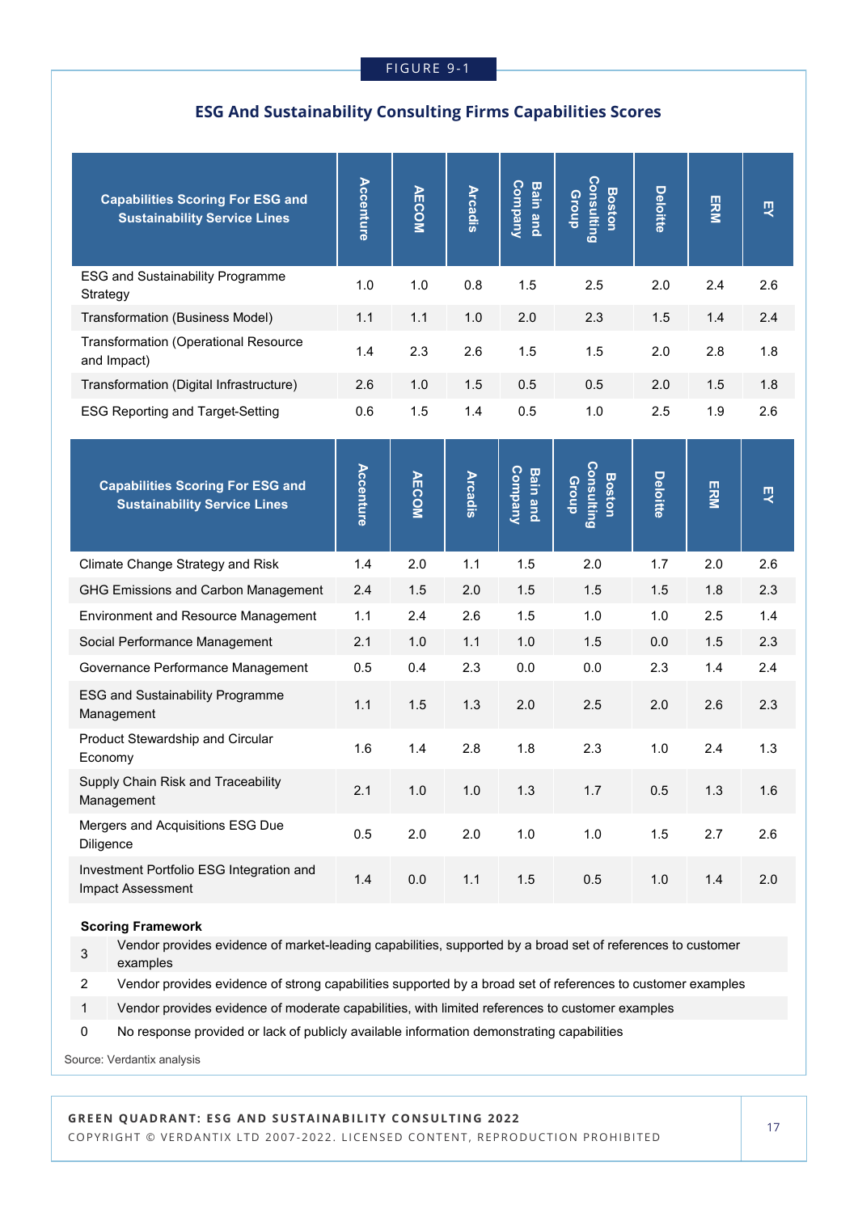FIGURE 9-1

## ESG And Sustainability Consulting Firms Capabilities Scores

| Capabilities Scoring For ESG and Sustainability Service Lines | Accenture | AECOM | Arcadis | Bain and Company | Boston Consulting Group | Deloitte | ERM | EY |
|---|---|---|---|---|---|---|---|---|
| ESG and Sustainability Programme Strategy | 1.0 | 1.0 | 0.8 | 1.5 | 2.5 | 2.0 | 2.4 | 2.6 |
| Transformation (Business Model) | 1.1 | 1.1 | 1.0 | 2.0 | 2.3 | 1.5 | 1.4 | 2.4 |
| Transformation (Operational Resource and Impact) | 1.4 | 2.3 | 2.6 | 1.5 | 1.5 | 2.0 | 2.8 | 1.8 |
| Transformation (Digital Infrastructure) | 2.6 | 1.0 | 1.5 | 0.5 | 0.5 | 2.0 | 1.5 | 1.8 |
| ESG Reporting and Target-Setting | 0.6 | 1.5 | 1.4 | 0.5 | 1.0 | 2.5 | 1.9 | 2.6 |

| Capabilities Scoring For ESG and Sustainability Service Lines | Accenture | AECOM | Arcadis | Bain and Company | Boston Consulting Group | Deloitte | ERM | EY |
|---|---|---|---|---|---|---|---|---|
| Climate Change Strategy and Risk | 1.4 | 2.0 | 1.1 | 1.5 | 2.0 | 1.7 | 2.0 | 2.6 |
| GHG Emissions and Carbon Management | 2.4 | 1.5 | 2.0 | 1.5 | 1.5 | 1.5 | 1.8 | 2.3 |
| Environment and Resource Management | 1.1 | 2.4 | 2.6 | 1.5 | 1.0 | 1.0 | 2.5 | 1.4 |
| Social Performance Management | 2.1 | 1.0 | 1.1 | 1.0 | 1.5 | 0.0 | 1.5 | 2.3 |
| Governance Performance Management | 0.5 | 0.4 | 2.3 | 0.0 | 0.0 | 2.3 | 1.4 | 2.4 |
| ESG and Sustainability Programme Management | 1.1 | 1.5 | 1.3 | 2.0 | 2.5 | 2.0 | 2.6 | 2.3 |
| Product Stewardship and Circular Economy | 1.6 | 1.4 | 2.8 | 1.8 | 2.3 | 1.0 | 2.4 | 1.3 |
| Supply Chain Risk and Traceability Management | 2.1 | 1.0 | 1.0 | 1.3 | 1.7 | 0.5 | 1.3 | 1.6 |
| Mergers and Acquisitions ESG Due Diligence | 0.5 | 2.0 | 2.0 | 1.0 | 1.0 | 1.5 | 2.7 | 2.6 |
| Investment Portfolio ESG Integration and Impact Assessment | 1.4 | 0.0 | 1.1 | 1.5 | 0.5 | 1.0 | 1.4 | 2.0 |

**Scoring Framework**

| | |
|---|---|
| 3 | Vendor provides evidence of market-leading capabilities, supported by a broad set of references to customer examples |
| 2 | Vendor provides evidence of strong capabilities supported by a broad set of references to customer examples |
| 1 | Vendor provides evidence of moderate capabilities, with limited references to customer examples |
| 0 | No response provided or lack of publicly available information demonstrating capabilities |

Source: Verdantix analysis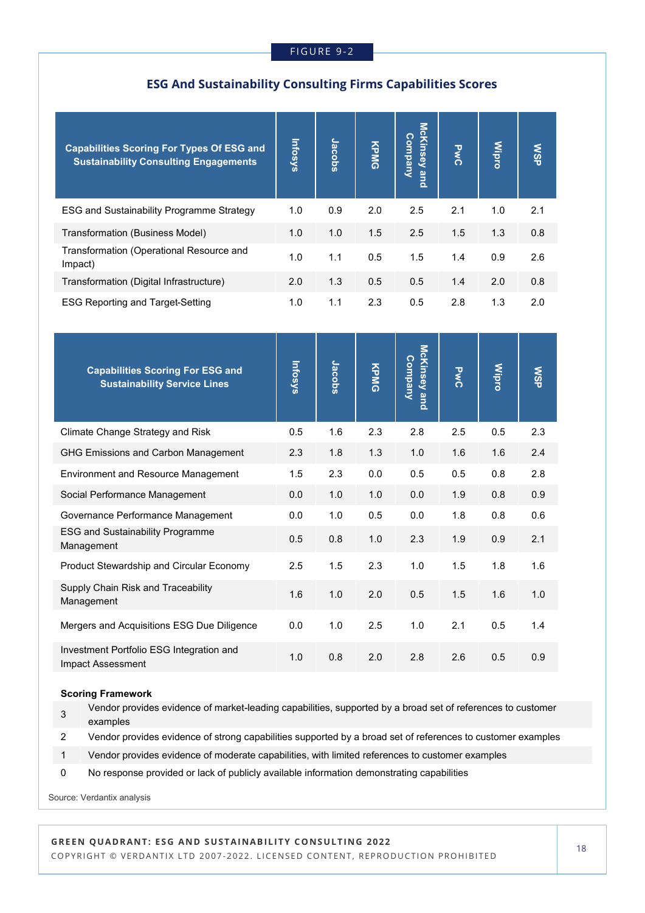FIGURE 9-2

## ESG And Sustainability Consulting Firms Capabilities Scores

| Capabilities Scoring For Types Of ESG and Sustainability Consulting Engagements | Infosys | Jacobs | KPMG | McKinsey and Company | PwC | Wipro | WSP |
|---|---|---|---|---|---|---|---|
| ESG and Sustainability Programme Strategy | 1.0 | 0.9 | 2.0 | 2.5 | 2.1 | 1.0 | 2.1 |
| Transformation (Business Model) | 1.0 | 1.0 | 1.5 | 2.5 | 1.5 | 1.3 | 0.8 |
| Transformation (Operational Resource and Impact) | 1.0 | 1.1 | 0.5 | 1.5 | 1.4 | 0.9 | 2.6 |
| Transformation (Digital Infrastructure) | 2.0 | 1.3 | 0.5 | 0.5 | 1.4 | 2.0 | 0.8 |
| ESG Reporting and Target-Setting | 1.0 | 1.1 | 2.3 | 0.5 | 2.8 | 1.3 | 2.0 |

| Capabilities Scoring For ESG and Sustainability Service Lines | Infosys | Jacobs | KPMG | McKinsey and Company | PwC | Wipro | WSP |
|---|---|---|---|---|---|---|---|
| Climate Change Strategy and Risk | 0.5 | 1.6 | 2.3 | 2.8 | 2.5 | 0.5 | 2.3 |
| GHG Emissions and Carbon Management | 2.3 | 1.8 | 1.3 | 1.0 | 1.6 | 1.6 | 2.4 |
| Environment and Resource Management | 1.5 | 2.3 | 0.0 | 0.5 | 0.5 | 0.8 | 2.8 |
| Social Performance Management | 0.0 | 1.0 | 1.0 | 0.0 | 1.9 | 0.8 | 0.9 |
| Governance Performance Management | 0.0 | 1.0 | 0.5 | 0.0 | 1.8 | 0.8 | 0.6 |
| ESG and Sustainability Programme Management | 0.5 | 0.8 | 1.0 | 2.3 | 1.9 | 0.9 | 2.1 |
| Product Stewardship and Circular Economy | 2.5 | 1.5 | 2.3 | 1.0 | 1.5 | 1.8 | 1.6 |
| Supply Chain Risk and Traceability Management | 1.6 | 1.0 | 2.0 | 0.5 | 1.5 | 1.6 | 1.0 |
| Mergers and Acquisitions ESG Due Diligence | 0.0 | 1.0 | 2.5 | 1.0 | 2.1 | 0.5 | 1.4 |
| Investment Portfolio ESG Integration and Impact Assessment | 1.0 | 0.8 | 2.0 | 2.8 | 2.6 | 0.5 | 0.9 |

**Scoring Framework**

| | |
|---|---|
| 3 | Vendor provides evidence of market-leading capabilities, supported by a broad set of references to customer examples |
| 2 | Vendor provides evidence of strong capabilities supported by a broad set of references to customer examples |
| 1 | Vendor provides evidence of moderate capabilities, with limited references to customer examples |
| 0 | No response provided or lack of publicly available information demonstrating capabilities |

Source: Verdantix analysis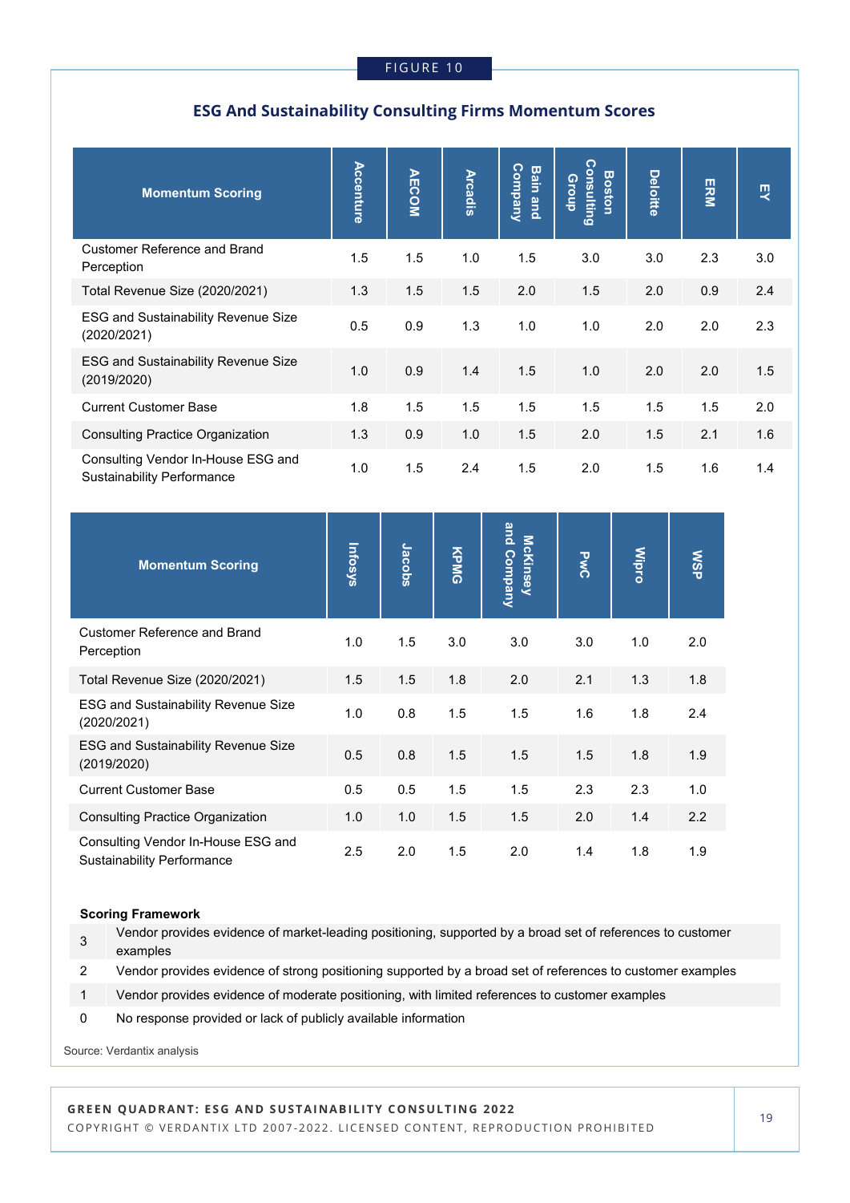FIGURE 10

## ESG And Sustainability Consulting Firms Momentum Scores

| Momentum Scoring | Accenture | AECOM | Arcadis | Bain and Company | Boston Consulting Group | Deloitte | ERM | EY |
|---|---|---|---|---|---|---|---|---|
| Customer Reference and Brand Perception | 1.5 | 1.5 | 1.0 | 1.5 | 3.0 | 3.0 | 2.3 | 3.0 |
| Total Revenue Size (2020/2021) | 1.3 | 1.5 | 1.5 | 2.0 | 1.5 | 2.0 | 0.9 | 2.4 |
| ESG and Sustainability Revenue Size (2020/2021) | 0.5 | 0.9 | 1.3 | 1.0 | 1.0 | 2.0 | 2.0 | 2.3 |
| ESG and Sustainability Revenue Size (2019/2020) | 1.0 | 0.9 | 1.4 | 1.5 | 1.0 | 2.0 | 2.0 | 1.5 |
| Current Customer Base | 1.8 | 1.5 | 1.5 | 1.5 | 1.5 | 1.5 | 1.5 | 2.0 |
| Consulting Practice Organization | 1.3 | 0.9 | 1.0 | 1.5 | 2.0 | 1.5 | 2.1 | 1.6 |
| Consulting Vendor In-House ESG and Sustainability Performance | 1.0 | 1.5 | 2.4 | 1.5 | 2.0 | 1.5 | 1.6 | 1.4 |

| Momentum Scoring | Infosys | Jacobs | KPMG | McKinsey and Company | PwC | Wipro | WSP |
|---|---|---|---|---|---|---|---|
| Customer Reference and Brand Perception | 1.0 | 1.5 | 3.0 | 3.0 | 3.0 | 1.0 | 2.0 |
| Total Revenue Size (2020/2021) | 1.5 | 1.5 | 1.8 | 2.0 | 2.1 | 1.3 | 1.8 |
| ESG and Sustainability Revenue Size (2020/2021) | 1.0 | 0.8 | 1.5 | 1.5 | 1.6 | 1.8 | 2.4 |
| ESG and Sustainability Revenue Size (2019/2020) | 0.5 | 0.8 | 1.5 | 1.5 | 1.5 | 1.8 | 1.9 |
| Current Customer Base | 0.5 | 0.5 | 1.5 | 1.5 | 2.3 | 2.3 | 1.0 |
| Consulting Practice Organization | 1.0 | 1.0 | 1.5 | 1.5 | 2.0 | 1.4 | 2.2 |
| Consulting Vendor In-House ESG and Sustainability Performance | 2.5 | 2.0 | 1.5 | 2.0 | 1.4 | 1.8 | 1.9 |

**Scoring Framework**

| | |
|---|---|
| 3 | Vendor provides evidence of market-leading positioning, supported by a broad set of references to customer examples |
| 2 | Vendor provides evidence of strong positioning supported by a broad set of references to customer examples |
| 1 | Vendor provides evidence of moderate positioning, with limited references to customer examples |
| 0 | No response provided or lack of publicly available information |

Source: Verdantix analysis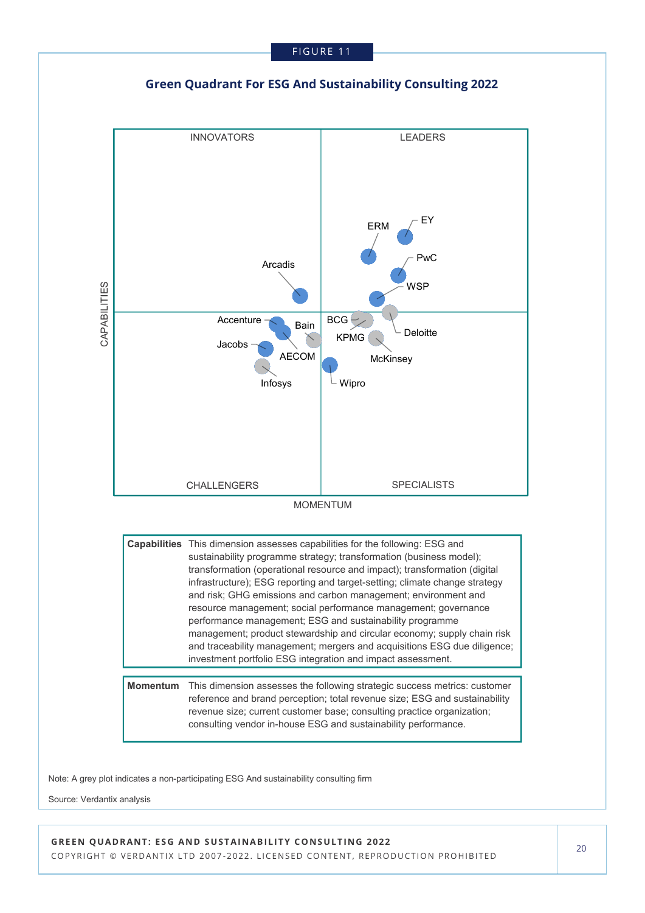FIGURE 11

## Green Quadrant For ESG And Sustainability Consulting 2022

INNOVATORS | LEADERS | CHALLENGERS | SPECIALISTS

CAPABILITIES

MOMENTUM

Arcadis, ERM, EY, PwC, WSP, Deloitte, BCG, KPMG, McKinsey, Accenture, Bain, Jacobs, AECOM, Infosys, Wipro

| | |
|---|---|
| **Capabilities** | This dimension assesses capabilities for the following: ESG and sustainability programme strategy; transformation (business model); transformation (operational resource and impact); transformation (digital infrastructure); ESG reporting and target-setting; climate change strategy and risk; GHG emissions and carbon management; environment and resource management; social performance management; governance performance management; ESG and sustainability programme management; product stewardship and circular economy; supply chain risk and traceability management; mergers and acquisitions ESG due diligence; investment portfolio ESG integration and impact assessment. |

| | |
|---|---|
| **Momentum** | This dimension assesses the following strategic success metrics: customer reference and brand perception; total revenue size; ESG and sustainability revenue size; current customer base; consulting practice organization; consulting vendor in-house ESG and sustainability performance. |

Note: A grey plot indicates a non-participating ESG And sustainability consulting firm

Source: Verdantix analysis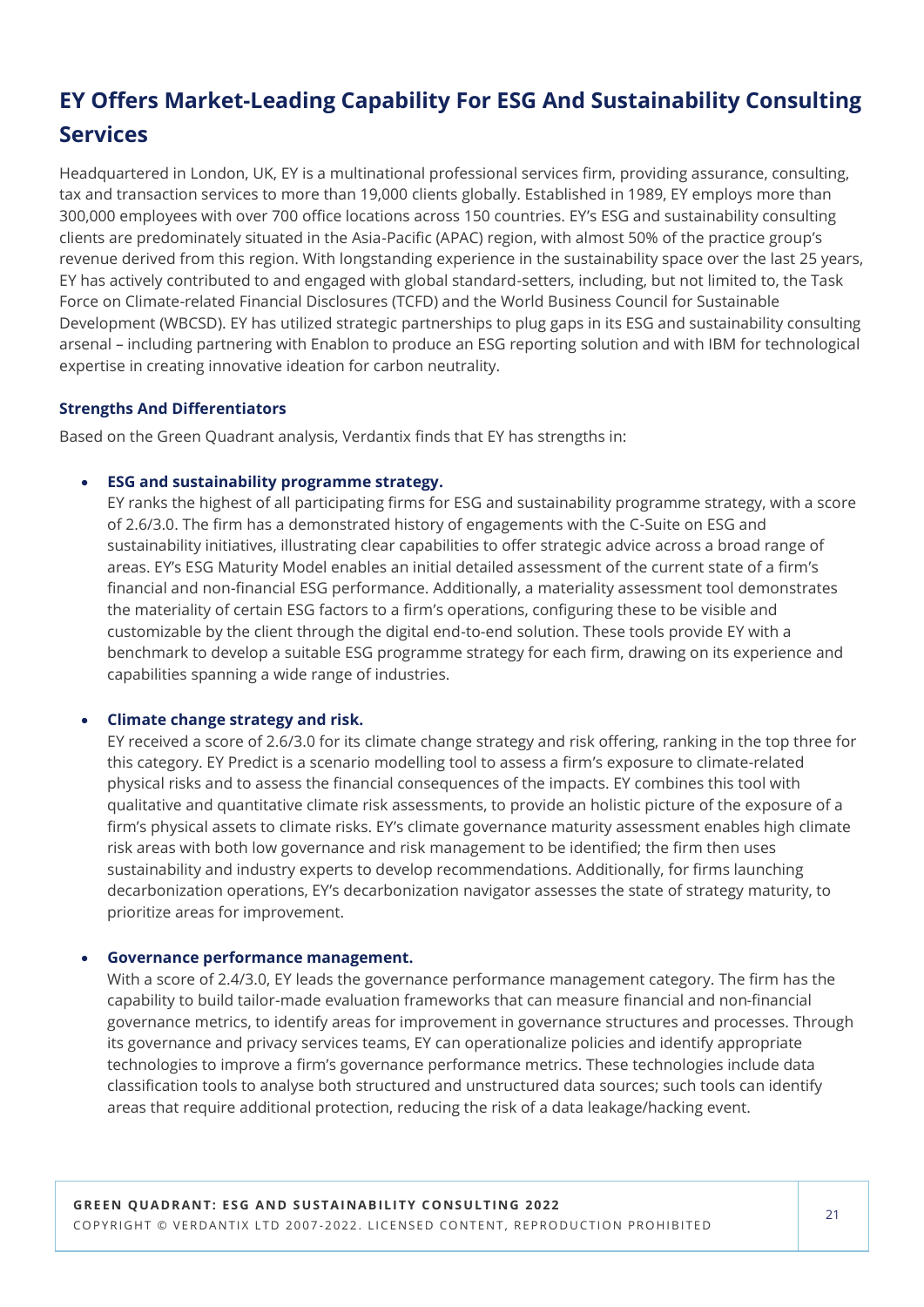## EY Offers Market-Leading Capability For ESG And Sustainability Consulting Services

Headquartered in London, UK, EY is a multinational professional services firm, providing assurance, consulting, tax and transaction services to more than 19,000 clients globally. Established in 1989, EY employs more than 300,000 employees with over 700 office locations across 150 countries. EY's ESG and sustainability consulting clients are predominately situated in the Asia-Pacific (APAC) region, with almost 50% of the practice group's revenue derived from this region. With longstanding experience in the sustainability space over the last 25 years, EY has actively contributed to and engaged with global standard-setters, including, but not limited to, the Task Force on Climate-related Financial Disclosures (TCFD) and the World Business Council for Sustainable Development (WBCSD). EY has utilized strategic partnerships to plug gaps in its ESG and sustainability consulting arsenal – including partnering with Enablon to produce an ESG reporting solution and with IBM for technological expertise in creating innovative ideation for carbon neutrality.

### Strengths And Differentiators

Based on the Green Quadrant analysis, Verdantix finds that EY has strengths in:

- **ESG and sustainability programme strategy.**
  EY ranks the highest of all participating firms for ESG and sustainability programme strategy, with a score of 2.6/3.0. The firm has a demonstrated history of engagements with the C-Suite on ESG and sustainability initiatives, illustrating clear capabilities to offer strategic advice across a broad range of areas. EY's ESG Maturity Model enables an initial detailed assessment of the current state of a firm's financial and non-financial ESG performance. Additionally, a materiality assessment tool demonstrates the materiality of certain ESG factors to a firm's operations, configuring these to be visible and customizable by the client through the digital end-to-end solution. These tools provide EY with a benchmark to develop a suitable ESG programme strategy for each firm, drawing on its experience and capabilities spanning a wide range of industries.

- **Climate change strategy and risk.**
  EY received a score of 2.6/3.0 for its climate change strategy and risk offering, ranking in the top three for this category. EY Predict is a scenario modelling tool to assess a firm's exposure to climate-related physical risks and to assess the financial consequences of the impacts. EY combines this tool with qualitative and quantitative climate risk assessments, to provide an holistic picture of the exposure of a firm's physical assets to climate risks. EY's climate governance maturity assessment enables high climate risk areas with both low governance and risk management to be identified; the firm then uses sustainability and industry experts to develop recommendations. Additionally, for firms launching decarbonization operations, EY's decarbonization navigator assesses the state of strategy maturity, to prioritize areas for improvement.

- **Governance performance management.**
  With a score of 2.4/3.0, EY leads the governance performance management category. The firm has the capability to build tailor-made evaluation frameworks that can measure financial and non-financial governance metrics, to identify areas for improvement in governance structures and processes. Through its governance and privacy services teams, EY can operationalize policies and identify appropriate technologies to improve a firm's governance performance metrics. These technologies include data classification tools to analyse both structured and unstructured data sources; such tools can identify areas that require additional protection, reducing the risk of a data leakage/hacking event.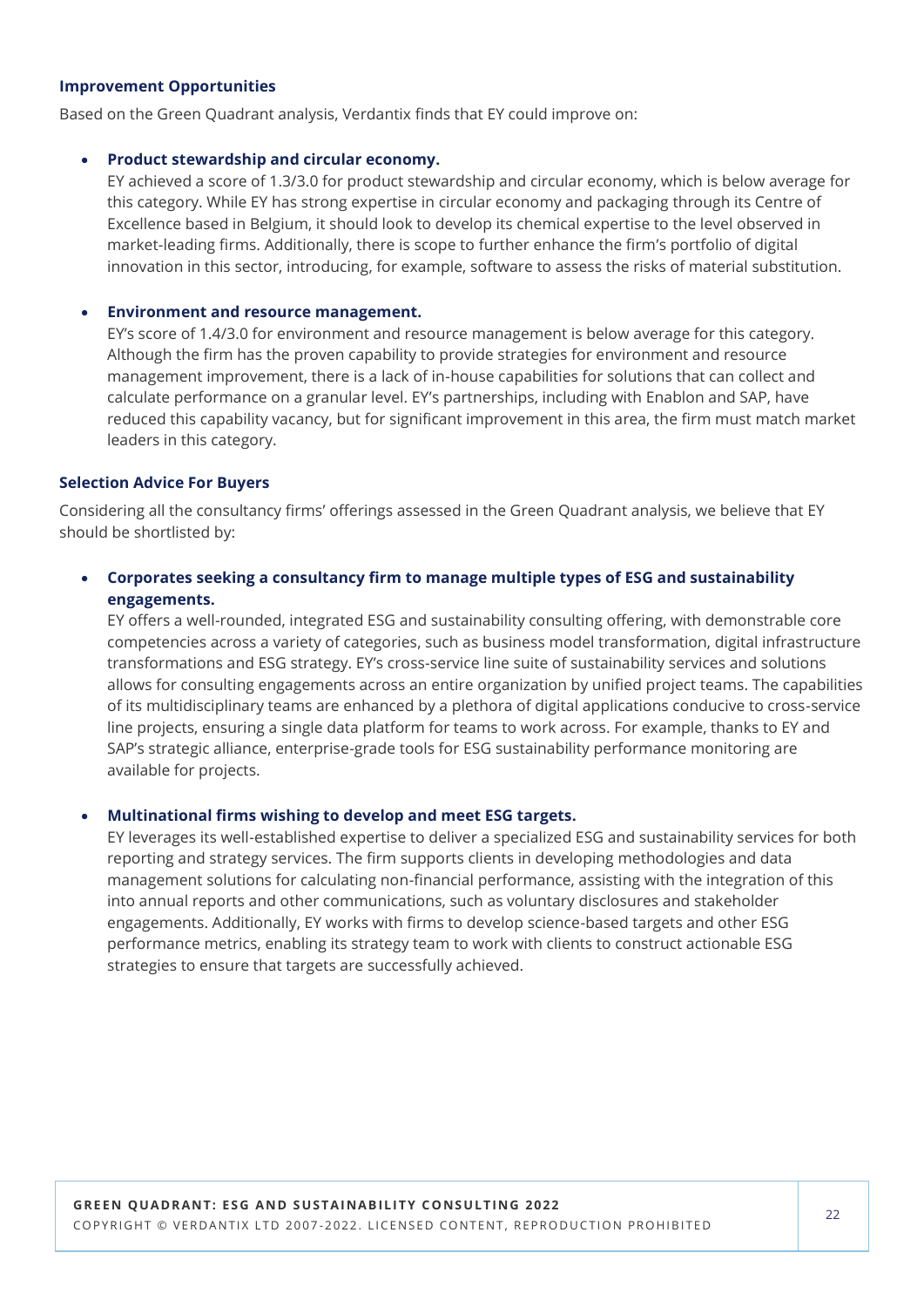### Improvement Opportunities

Based on the Green Quadrant analysis, Verdantix finds that EY could improve on:

- **Product stewardship and circular economy.**
  EY achieved a score of 1.3/3.0 for product stewardship and circular economy, which is below average for this category. While EY has strong expertise in circular economy and packaging through its Centre of Excellence based in Belgium, it should look to develop its chemical expertise to the level observed in market-leading firms. Additionally, there is scope to further enhance the firm's portfolio of digital innovation in this sector, introducing, for example, software to assess the risks of material substitution.

- **Environment and resource management.**
  EY's score of 1.4/3.0 for environment and resource management is below average for this category. Although the firm has the proven capability to provide strategies for environment and resource management improvement, there is a lack of in-house capabilities for solutions that can collect and calculate performance on a granular level. EY's partnerships, including with Enablon and SAP, have reduced this capability vacancy, but for significant improvement in this area, the firm must match market leaders in this category.

### Selection Advice For Buyers

Considering all the consultancy firms' offerings assessed in the Green Quadrant analysis, we believe that EY should be shortlisted by:

- **Corporates seeking a consultancy firm to manage multiple types of ESG and sustainability engagements.**
  EY offers a well-rounded, integrated ESG and sustainability consulting offering, with demonstrable core competencies across a variety of categories, such as business model transformation, digital infrastructure transformations and ESG strategy. EY's cross-service line suite of sustainability services and solutions allows for consulting engagements across an entire organization by unified project teams. The capabilities of its multidisciplinary teams are enhanced by a plethora of digital applications conducive to cross-service line projects, ensuring a single data platform for teams to work across. For example, thanks to EY and SAP's strategic alliance, enterprise-grade tools for ESG sustainability performance monitoring are available for projects.

- **Multinational firms wishing to develop and meet ESG targets.**
  EY leverages its well-established expertise to deliver a specialized ESG and sustainability services for both reporting and strategy services. The firm supports clients in developing methodologies and data management solutions for calculating non-financial performance, assisting with the integration of this into annual reports and other communications, such as voluntary disclosures and stakeholder engagements. Additionally, EY works with firms to develop science-based targets and other ESG performance metrics, enabling its strategy team to work with clients to construct actionable ESG strategies to ensure that targets are successfully achieved.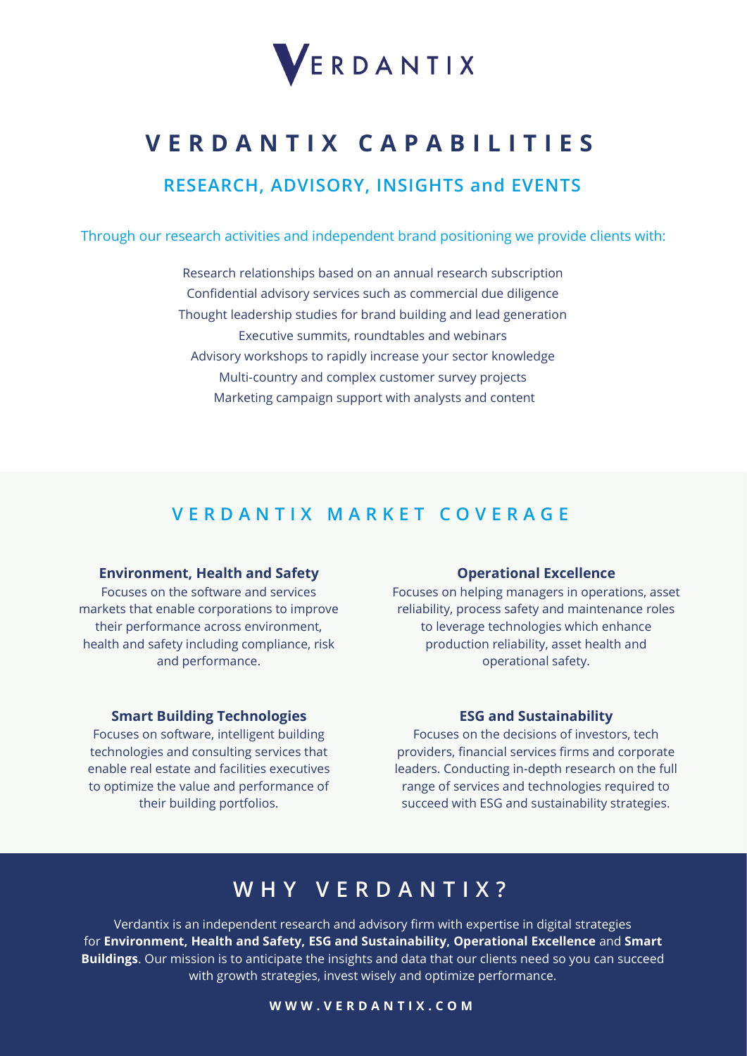# VERDANTIX

## VERDANTIX CAPABILITIES

### RESEARCH, ADVISORY, INSIGHTS and EVENTS

Through our research activities and independent brand positioning we provide clients with:

Research relationships based on an annual research subscription
Confidential advisory services such as commercial due diligence
Thought leadership studies for brand building and lead generation
Executive summits, roundtables and webinars
Advisory workshops to rapidly increase your sector knowledge
Multi-country and complex customer survey projects
Marketing campaign support with analysts and content

## VERDANTIX MARKET COVERAGE

**Environment, Health and Safety**
Focuses on the software and services markets that enable corporations to improve their performance across environment, health and safety including compliance, risk and performance.

**Operational Excellence**
Focuses on helping managers in operations, asset reliability, process safety and maintenance roles to leverage technologies which enhance production reliability, asset health and operational safety.

**Smart Building Technologies**
Focuses on software, intelligent building technologies and consulting services that enable real estate and facilities executives to optimize the value and performance of their building portfolios.

**ESG and Sustainability**
Focuses on the decisions of investors, tech providers, financial services firms and corporate leaders. Conducting in-depth research on the full range of services and technologies required to succeed with ESG and sustainability strategies.

## WHY VERDANTIX?

Verdantix is an independent research and advisory firm with expertise in digital strategies for **Environment, Health and Safety, ESG and Sustainability, Operational Excellence** and **Smart Buildings**. Our mission is to anticipate the insights and data that our clients need so you can succeed with growth strategies, invest wisely and optimize performance.

**WWW.VERDANTIX.COM**